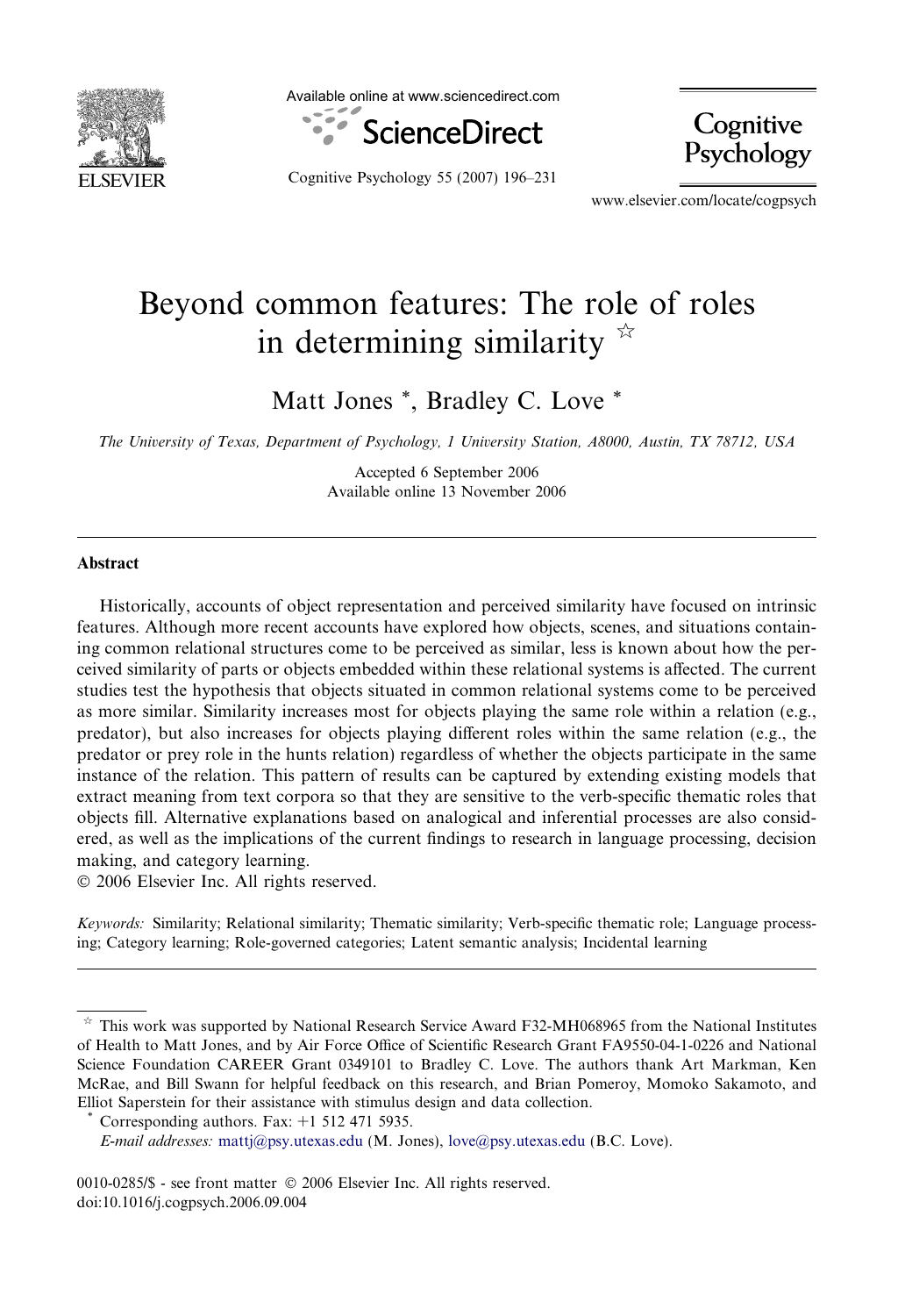# Beyond common features: The role of roles in determining similarity ☆

Matt Jones *, Bradley C. Love *

*The University of Texas, Department of Psychology, 1 University Station, A8000, Austin, TX 78712, USA*

Accepted 6 September 2006
Available online 13 November 2006

## Abstract

Historically, accounts of object representation and perceived similarity have focused on intrinsic features. Although more recent accounts have explored how objects, scenes, and situations containing common relational structures come to be perceived as similar, less is known about how the perceived similarity of parts or objects embedded within these relational systems is affected. The current studies test the hypothesis that objects situated in common relational systems come to be perceived as more similar. Similarity increases most for objects playing the same role within a relation (e.g., predator), but also increases for objects playing different roles within the same relation (e.g., the predator or prey role in the hunts relation) regardless of whether the objects participate in the same instance of the relation. This pattern of results can be captured by extending existing models that extract meaning from text corpora so that they are sensitive to the verb-specific thematic roles that objects fill. Alternative explanations based on analogical and inferential processes are also considered, as well as the implications of the current findings to research in language processing, decision making, and category learning.

© 2006 Elsevier Inc. All rights reserved.

*Keywords:* Similarity; Relational similarity; Thematic similarity; Verb-specific thematic role; Language processing; Category learning; Role-governed categories; Latent semantic analysis; Incidental learning

---

☆ This work was supported by National Research Service Award F32-MH068965 from the National Institutes of Health to Matt Jones, and by Air Force Office of Scientific Research Grant FA9550-04-1-0226 and National Science Foundation CAREER Grant 0349101 to Bradley C. Love. The authors thank Art Markman, Ken McRae, and Bill Swann for helpful feedback on this research, and Brian Pomeroy, Momoko Sakamoto, and Elliot Saperstein for their assistance with stimulus design and data collection.

* Corresponding authors. Fax: +1 512 471 5935.
*E-mail addresses:* mattj@psy.utexas.edu (M. Jones), love@psy.utexas.edu (B.C. Love).

0010-0285/$ - see front matter © 2006 Elsevier Inc. All rights reserved.
doi:10.1016/j.cogpsych.2006.09.004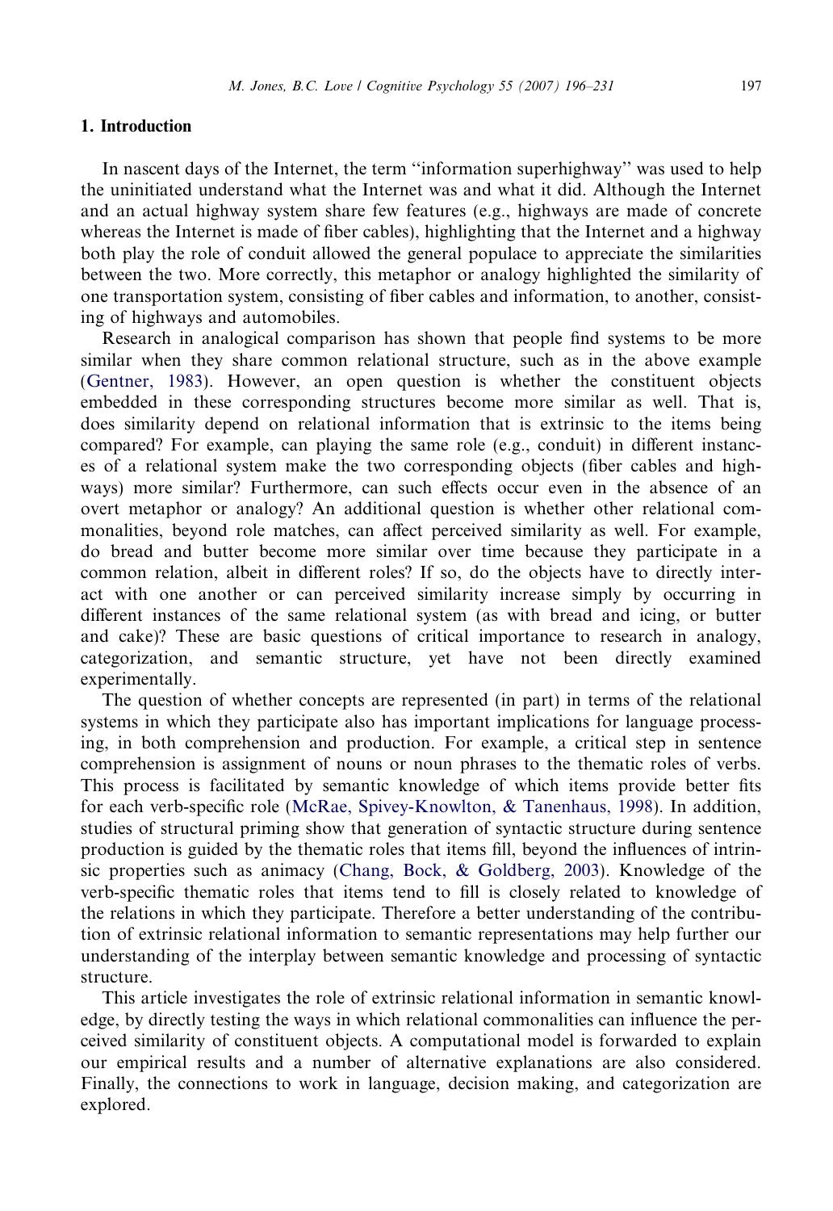## 1. Introduction

In nascent days of the Internet, the term "information superhighway" was used to help the uninitiated understand what the Internet was and what it did. Although the Internet and an actual highway system share few features (e.g., highways are made of concrete whereas the Internet is made of fiber cables), highlighting that the Internet and a highway both play the role of conduit allowed the general populace to appreciate the similarities between the two. More correctly, this metaphor or analogy highlighted the similarity of one transportation system, consisting of fiber cables and information, to another, consisting of highways and automobiles.

Research in analogical comparison has shown that people find systems to be more similar when they share common relational structure, such as in the above example (Gentner, 1983). However, an open question is whether the constituent objects embedded in these corresponding structures become more similar as well. That is, does similarity depend on relational information that is extrinsic to the items being compared? For example, can playing the same role (e.g., conduit) in different instances of a relational system make the two corresponding objects (fiber cables and highways) more similar? Furthermore, can such effects occur even in the absence of an overt metaphor or analogy? An additional question is whether other relational commonalities, beyond role matches, can affect perceived similarity as well. For example, do bread and butter become more similar over time because they participate in a common relation, albeit in different roles? If so, do the objects have to directly interact with one another or can perceived similarity increase simply by occurring in different instances of the same relational system (as with bread and icing, or butter and cake)? These are basic questions of critical importance to research in analogy, categorization, and semantic structure, yet have not been directly examined experimentally.

The question of whether concepts are represented (in part) in terms of the relational systems in which they participate also has important implications for language processing, in both comprehension and production. For example, a critical step in sentence comprehension is assignment of nouns or noun phrases to the thematic roles of verbs. This process is facilitated by semantic knowledge of which items provide better fits for each verb-specific role (McRae, Spivey-Knowlton, & Tanenhaus, 1998). In addition, studies of structural priming show that generation of syntactic structure during sentence production is guided by the thematic roles that items fill, beyond the influences of intrinsic properties such as animacy (Chang, Bock, & Goldberg, 2003). Knowledge of the verb-specific thematic roles that items tend to fill is closely related to knowledge of the relations in which they participate. Therefore a better understanding of the contribution of extrinsic relational information to semantic representations may help further our understanding of the interplay between semantic knowledge and processing of syntactic structure.

This article investigates the role of extrinsic relational information in semantic knowledge, by directly testing the ways in which relational commonalities can influence the perceived similarity of constituent objects. A computational model is forwarded to explain our empirical results and a number of alternative explanations are also considered. Finally, the connections to work in language, decision making, and categorization are explored.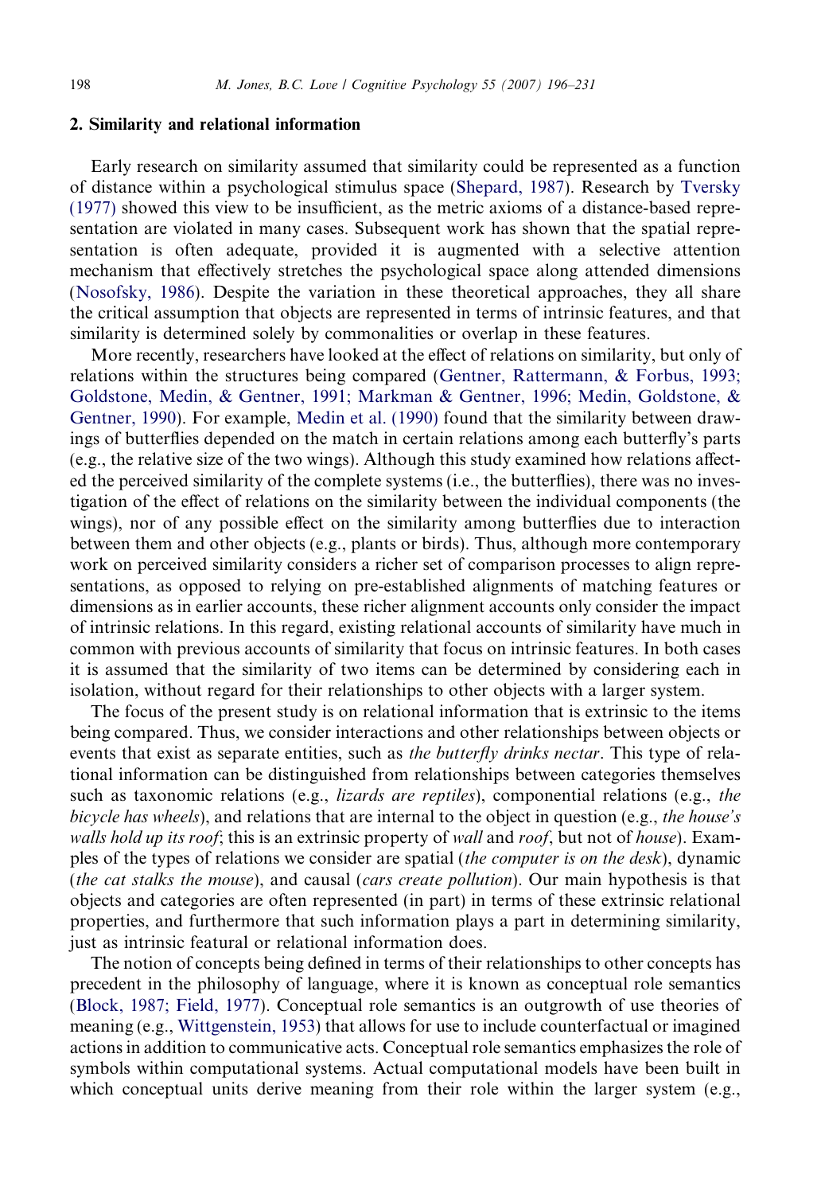## 2. Similarity and relational information

Early research on similarity assumed that similarity could be represented as a function of distance within a psychological stimulus space (Shepard, 1987). Research by Tversky (1977) showed this view to be insufficient, as the metric axioms of a distance-based representation are violated in many cases. Subsequent work has shown that the spatial representation is often adequate, provided it is augmented with a selective attention mechanism that effectively stretches the psychological space along attended dimensions (Nosofsky, 1986). Despite the variation in these theoretical approaches, they all share the critical assumption that objects are represented in terms of intrinsic features, and that similarity is determined solely by commonalities or overlap in these features.

More recently, researchers have looked at the effect of relations on similarity, but only of relations within the structures being compared (Gentner, Rattermann, & Forbus, 1993; Goldstone, Medin, & Gentner, 1991; Markman & Gentner, 1996; Medin, Goldstone, & Gentner, 1990). For example, Medin et al. (1990) found that the similarity between drawings of butterflies depended on the match in certain relations among each butterfly's parts (e.g., the relative size of the two wings). Although this study examined how relations affected the perceived similarity of the complete systems (i.e., the butterflies), there was no investigation of the effect of relations on the similarity between the individual components (the wings), nor of any possible effect on the similarity among butterflies due to interaction between them and other objects (e.g., plants or birds). Thus, although more contemporary work on perceived similarity considers a richer set of comparison processes to align representations, as opposed to relying on pre-established alignments of matching features or dimensions as in earlier accounts, these richer alignment accounts only consider the impact of intrinsic relations. In this regard, existing relational accounts of similarity have much in common with previous accounts of similarity that focus on intrinsic features. In both cases it is assumed that the similarity of two items can be determined by considering each in isolation, without regard for their relationships to other objects with a larger system.

The focus of the present study is on relational information that is extrinsic to the items being compared. Thus, we consider interactions and other relationships between objects or events that exist as separate entities, such as *the butterfly drinks nectar*. This type of relational information can be distinguished from relationships between categories themselves such as taxonomic relations (e.g., *lizards are reptiles*), componential relations (e.g., *the bicycle has wheels*), and relations that are internal to the object in question (e.g., *the house's walls hold up its roof*; this is an extrinsic property of *wall* and *roof*, but not of *house*). Examples of the types of relations we consider are spatial (*the computer is on the desk*), dynamic (*the cat stalks the mouse*), and causal (*cars create pollution*). Our main hypothesis is that objects and categories are often represented (in part) in terms of these extrinsic relational properties, and furthermore that such information plays a part in determining similarity, just as intrinsic featural or relational information does.

The notion of concepts being defined in terms of their relationships to other concepts has precedent in the philosophy of language, where it is known as conceptual role semantics (Block, 1987; Field, 1977). Conceptual role semantics is an outgrowth of use theories of meaning (e.g., Wittgenstein, 1953) that allows for use to include counterfactual or imagined actions in addition to communicative acts. Conceptual role semantics emphasizes the role of symbols within computational systems. Actual computational models have been built in which conceptual units derive meaning from their role within the larger system (e.g.,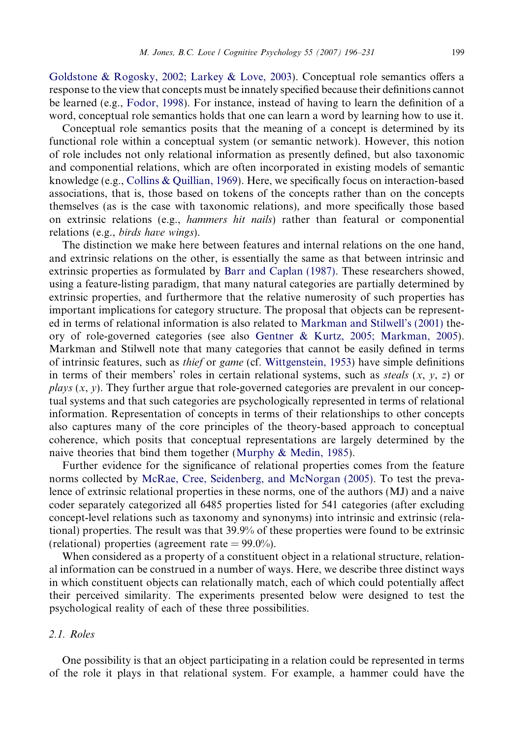Goldstone & Rogosky, 2002; Larkey & Love, 2003). Conceptual role semantics offers a response to the view that concepts must be innately specified because their definitions cannot be learned (e.g., Fodor, 1998). For instance, instead of having to learn the definition of a word, conceptual role semantics holds that one can learn a word by learning how to use it.

Conceptual role semantics posits that the meaning of a concept is determined by its functional role within a conceptual system (or semantic network). However, this notion of role includes not only relational information as presently defined, but also taxonomic and componential relations, which are often incorporated in existing models of semantic knowledge (e.g., Collins & Quillian, 1969). Here, we specifically focus on interaction-based associations, that is, those based on tokens of the concepts rather than on the concepts themselves (as is the case with taxonomic relations), and more specifically those based on extrinsic relations (e.g., *hammers hit nails*) rather than featural or componential relations (e.g., *birds have wings*).

The distinction we make here between features and internal relations on the one hand, and extrinsic relations on the other, is essentially the same as that between intrinsic and extrinsic properties as formulated by Barr and Caplan (1987). These researchers showed, using a feature-listing paradigm, that many natural categories are partially determined by extrinsic properties, and furthermore that the relative numerosity of such properties has important implications for category structure. The proposal that objects can be represented in terms of relational information is also related to Markman and Stilwell's (2001) theory of role-governed categories (see also Gentner & Kurtz, 2005; Markman, 2005). Markman and Stilwell note that many categories that cannot be easily defined in terms of intrinsic features, such as *thief* or *game* (cf. Wittgenstein, 1953) have simple definitions in terms of their members' roles in certain relational systems, such as *steals* $(x, y, z)$ or *plays* $(x, y)$. They further argue that role-governed categories are prevalent in our conceptual systems and that such categories are psychologically represented in terms of relational information. Representation of concepts in terms of their relationships to other concepts also captures many of the core principles of the theory-based approach to conceptual coherence, which posits that conceptual representations are largely determined by the naive theories that bind them together (Murphy & Medin, 1985).

Further evidence for the significance of relational properties comes from the feature norms collected by McRae, Cree, Seidenberg, and McNorgan (2005). To test the prevalence of extrinsic relational properties in these norms, one of the authors (MJ) and a naive coder separately categorized all 6485 properties listed for 541 categories (after excluding concept-level relations such as taxonomy and synonyms) into intrinsic and extrinsic (relational) properties. The result was that 39.9% of these properties were found to be extrinsic (relational) properties (agreement rate = 99.0%).

When considered as a property of a constituent object in a relational structure, relational information can be construed in a number of ways. Here, we describe three distinct ways in which constituent objects can relationally match, each of which could potentially affect their perceived similarity. The experiments presented below were designed to test the psychological reality of each of these three possibilities.

### 2.1. Roles

One possibility is that an object participating in a relation could be represented in terms of the role it plays in that relational system. For example, a hammer could have the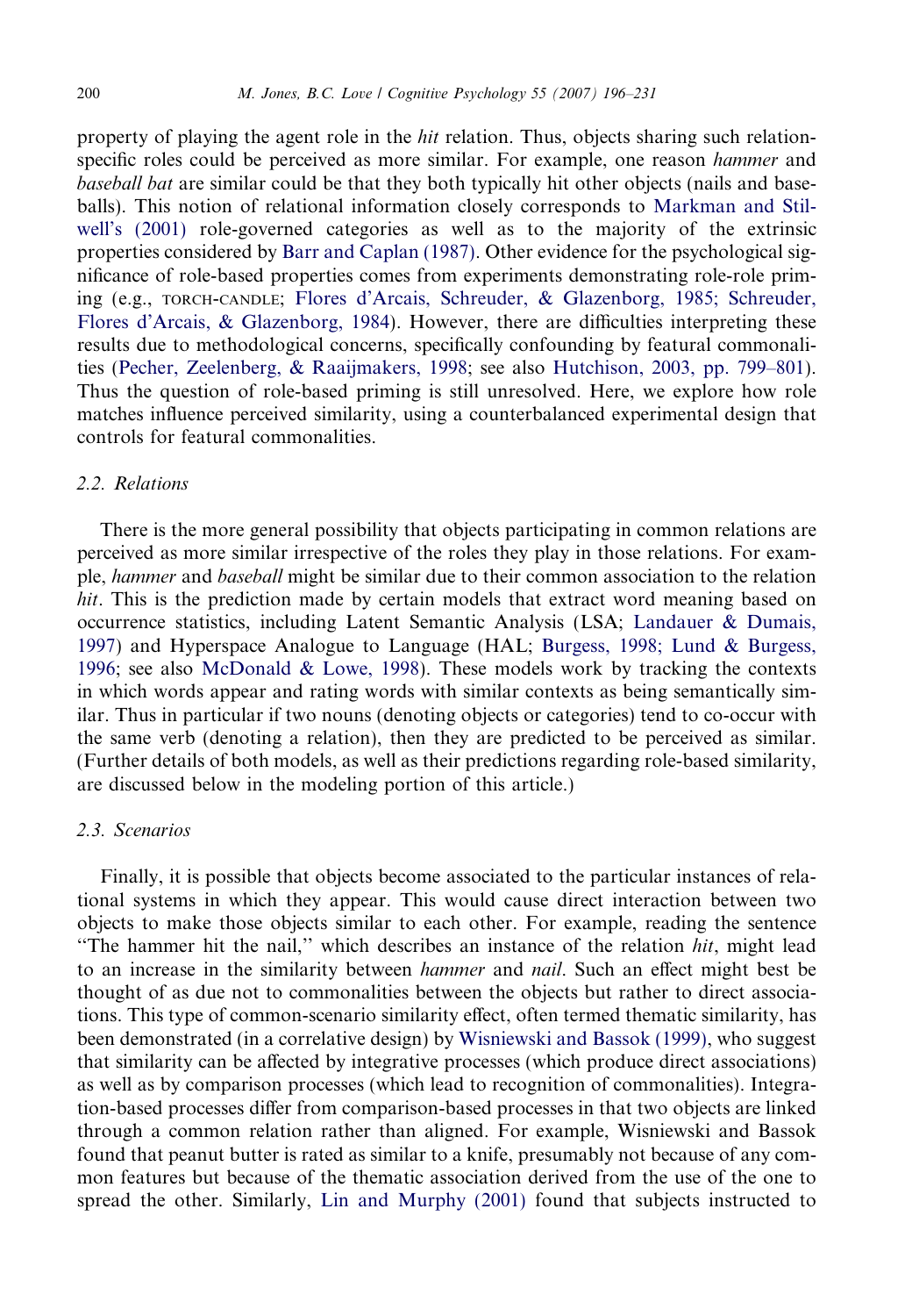property of playing the agent role in the *hit* relation. Thus, objects sharing such relation-specific roles could be perceived as more similar. For example, one reason *hammer* and *baseball bat* are similar could be that they both typically hit other objects (nails and baseballs). This notion of relational information closely corresponds to Markman and Stilwell's (2001) role-governed categories as well as to the majority of the extrinsic properties considered by Barr and Caplan (1987). Other evidence for the psychological significance of role-based properties comes from experiments demonstrating role-role priming (e.g., TORCH-CANDLE; Flores d'Arcais, Schreuder, & Glazenborg, 1985; Schreuder, Flores d'Arcais, & Glazenborg, 1984). However, there are difficulties interpreting these results due to methodological concerns, specifically confounding by featural commonalities (Pecher, Zeelenberg, & Raaijmakers, 1998; see also Hutchison, 2003, pp. 799–801). Thus the question of role-based priming is still unresolved. Here, we explore how role matches influence perceived similarity, using a counterbalanced experimental design that controls for featural commonalities.

### 2.2. Relations

There is the more general possibility that objects participating in common relations are perceived as more similar irrespective of the roles they play in those relations. For example, *hammer* and *baseball* might be similar due to their common association to the relation *hit*. This is the prediction made by certain models that extract word meaning based on occurrence statistics, including Latent Semantic Analysis (LSA; Landauer & Dumais, 1997) and Hyperspace Analogue to Language (HAL; Burgess, 1998; Lund & Burgess, 1996; see also McDonald & Lowe, 1998). These models work by tracking the contexts in which words appear and rating words with similar contexts as being semantically similar. Thus in particular if two nouns (denoting objects or categories) tend to co-occur with the same verb (denoting a relation), then they are predicted to be perceived as similar. (Further details of both models, as well as their predictions regarding role-based similarity, are discussed below in the modeling portion of this article.)

### 2.3. Scenarios

Finally, it is possible that objects become associated to the particular instances of relational systems in which they appear. This would cause direct interaction between two objects to make those objects similar to each other. For example, reading the sentence "The hammer hit the nail," which describes an instance of the relation *hit*, might lead to an increase in the similarity between *hammer* and *nail*. Such an effect might best be thought of as due not to commonalities between the objects but rather to direct associations. This type of common-scenario similarity effect, often termed thematic similarity, has been demonstrated (in a correlative design) by Wisniewski and Bassok (1999), who suggest that similarity can be affected by integrative processes (which produce direct associations) as well as by comparison processes (which lead to recognition of commonalities). Integration-based processes differ from comparison-based processes in that two objects are linked through a common relation rather than aligned. For example, Wisniewski and Bassok found that peanut butter is rated as similar to a knife, presumably not because of any common features but because of the thematic association derived from the use of the one to spread the other. Similarly, Lin and Murphy (2001) found that subjects instructed to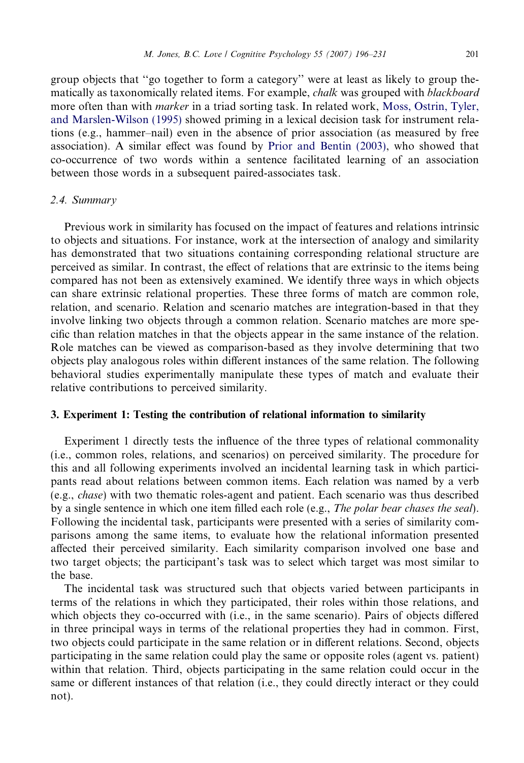group objects that ''go together to form a category'' were at least as likely to group thematically as taxonomically related items. For example, *chalk* was grouped with *blackboard* more often than with *marker* in a triad sorting task. In related work, Moss, Ostrin, Tyler, and Marslen-Wilson (1995) showed priming in a lexical decision task for instrument relations (e.g., hammer–nail) even in the absence of prior association (as measured by free association). A similar effect was found by Prior and Bentin (2003), who showed that co-occurrence of two words within a sentence facilitated learning of an association between those words in a subsequent paired-associates task.

### 2.4. Summary

Previous work in similarity has focused on the impact of features and relations intrinsic to objects and situations. For instance, work at the intersection of analogy and similarity has demonstrated that two situations containing corresponding relational structure are perceived as similar. In contrast, the effect of relations that are extrinsic to the items being compared has not been as extensively examined. We identify three ways in which objects can share extrinsic relational properties. These three forms of match are common role, relation, and scenario. Relation and scenario matches are integration-based in that they involve linking two objects through a common relation. Scenario matches are more specific than relation matches in that the objects appear in the same instance of the relation. Role matches can be viewed as comparison-based as they involve determining that two objects play analogous roles within different instances of the same relation. The following behavioral studies experimentally manipulate these types of match and evaluate their relative contributions to perceived similarity.

## 3. Experiment 1: Testing the contribution of relational information to similarity

Experiment 1 directly tests the influence of the three types of relational commonality (i.e., common roles, relations, and scenarios) on perceived similarity. The procedure for this and all following experiments involved an incidental learning task in which participants read about relations between common items. Each relation was named by a verb (e.g., *chase*) with two thematic roles-agent and patient. Each scenario was thus described by a single sentence in which one item filled each role (e.g., *The polar bear chases the seal*). Following the incidental task, participants were presented with a series of similarity comparisons among the same items, to evaluate how the relational information presented affected their perceived similarity. Each similarity comparison involved one base and two target objects; the participant's task was to select which target was most similar to the base.

The incidental task was structured such that objects varied between participants in terms of the relations in which they participated, their roles within those relations, and which objects they co-occurred with (i.e., in the same scenario). Pairs of objects differed in three principal ways in terms of the relational properties they had in common. First, two objects could participate in the same relation or in different relations. Second, objects participating in the same relation could play the same or opposite roles (agent vs. patient) within that relation. Third, objects participating in the same relation could occur in the same or different instances of that relation (i.e., they could directly interact or they could not).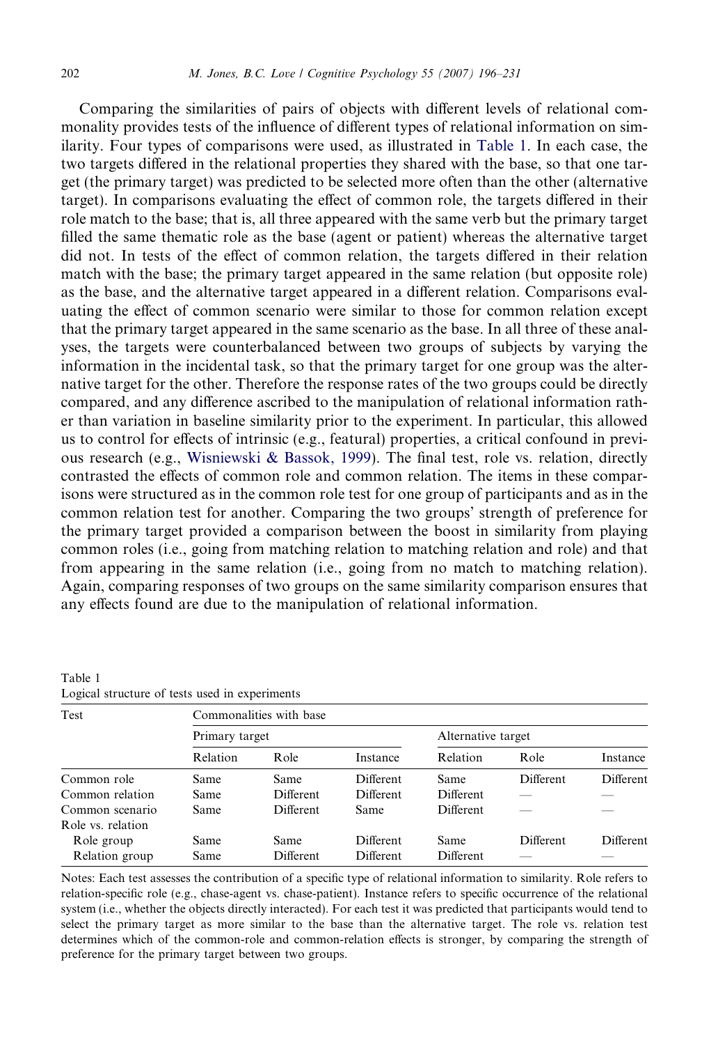Comparing the similarities of pairs of objects with different levels of relational commonality provides tests of the influence of different types of relational information on similarity. Four types of comparisons were used, as illustrated in Table 1. In each case, the two targets differed in the relational properties they shared with the base, so that one target (the primary target) was predicted to be selected more often than the other (alternative target). In comparisons evaluating the effect of common role, the targets differed in their role match to the base; that is, all three appeared with the same verb but the primary target filled the same thematic role as the base (agent or patient) whereas the alternative target did not. In tests of the effect of common relation, the targets differed in their relation match with the base; the primary target appeared in the same relation (but opposite role) as the base, and the alternative target appeared in a different relation. Comparisons evaluating the effect of common scenario were similar to those for common relation except that the primary target appeared in the same scenario as the base. In all three of these analyses, the targets were counterbalanced between two groups of subjects by varying the information in the incidental task, so that the primary target for one group was the alternative target for the other. Therefore the response rates of the two groups could be directly compared, and any difference ascribed to the manipulation of relational information rather than variation in baseline similarity prior to the experiment. In particular, this allowed us to control for effects of intrinsic (e.g., featural) properties, a critical confound in previous research (e.g., Wisniewski & Bassok, 1999). The final test, role vs. relation, directly contrasted the effects of common role and common relation. The items in these comparisons were structured as in the common role test for one group of participants and as in the common relation test for another. Comparing the two groups' strength of preference for the primary target provided a comparison between the boost in similarity from playing common roles (i.e., going from matching relation to matching relation and role) and that from appearing in the same relation (i.e., going from no match to matching relation). Again, comparing responses of two groups on the same similarity comparison ensures that any effects found are due to the manipulation of relational information.

Table 1
Logical structure of tests used in experiments

| Test | Commonalities with base | | | | | |
|---|---|---|---|---|---|---|
| | Primary target | | | Alternative target | | |
| | Relation | Role | Instance | Relation | Role | Instance |
| Common role | Same | Same | Different | Same | Different | Different |
| Common relation | Same | Different | Different | Different | — | — |
| Common scenario | Same | Different | Same | Different | — | — |
| Role vs. relation | | | | | | |
| Role group | Same | Same | Different | Same | Different | Different |
| Relation group | Same | Different | Different | Different | — | — |

Notes: Each test assesses the contribution of a specific type of relational information to similarity. Role refers to relation-specific role (e.g., chase-agent vs. chase-patient). Instance refers to specific occurrence of the relational system (i.e., whether the objects directly interacted). For each test it was predicted that participants would tend to select the primary target as more similar to the base than the alternative target. The role vs. relation test determines which of the common-role and common-relation effects is stronger, by comparing the strength of preference for the primary target between two groups.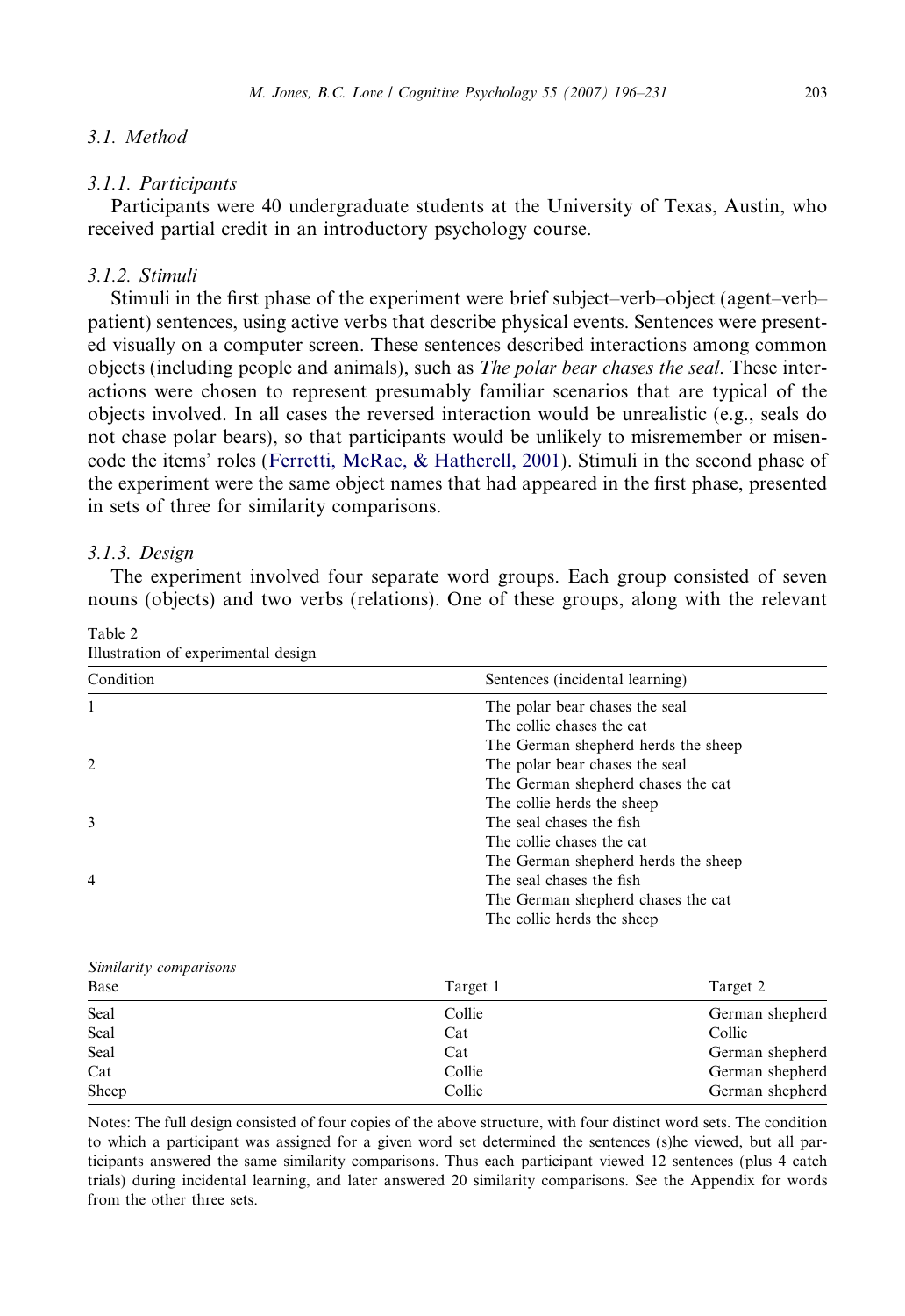### 3.1. Method

#### 3.1.1. Participants

Participants were 40 undergraduate students at the University of Texas, Austin, who received partial credit in an introductory psychology course.

#### 3.1.2. Stimuli

Stimuli in the first phase of the experiment were brief subject–verb–object (agent–verb–patient) sentences, using active verbs that describe physical events. Sentences were presented visually on a computer screen. These sentences described interactions among common objects (including people and animals), such as *The polar bear chases the seal*. These interactions were chosen to represent presumably familiar scenarios that are typical of the objects involved. In all cases the reversed interaction would be unrealistic (e.g., seals do not chase polar bears), so that participants would be unlikely to misremember or misencode the items' roles (Ferretti, McRae, & Hatherell, 2001). Stimuli in the second phase of the experiment were the same object names that had appeared in the first phase, presented in sets of three for similarity comparisons.

#### 3.1.3. Design

The experiment involved four separate word groups. Each group consisted of seven nouns (objects) and two verbs (relations). One of these groups, along with the relevant

Table 2
Illustration of experimental design

| Condition | Sentences (incidental learning) |
|---|---|
| 1 | The polar bear chases the seal |
| | The collie chases the cat |
| | The German shepherd herds the sheep |
| 2 | The polar bear chases the seal |
| | The German shepherd chases the cat |
| | The collie herds the sheep |
| 3 | The seal chases the fish |
| | The collie chases the cat |
| | The German shepherd herds the sheep |
| 4 | The seal chases the fish |
| | The German shepherd chases the cat |
| | The collie herds the sheep |

*Similarity comparisons*

| Base | Target 1 | Target 2 |
|---|---|---|
| Seal | Collie | German shepherd |
| Seal | Cat | Collie |
| Seal | Cat | German shepherd |
| Cat | Collie | German shepherd |
| Sheep | Collie | German shepherd |

Notes: The full design consisted of four copies of the above structure, with four distinct word sets. The condition to which a participant was assigned for a given word set determined the sentences (s)he viewed, but all participants answered the same similarity comparisons. Thus each participant viewed 12 sentences (plus 4 catch trials) during incidental learning, and later answered 20 similarity comparisons. See the Appendix for words from the other three sets.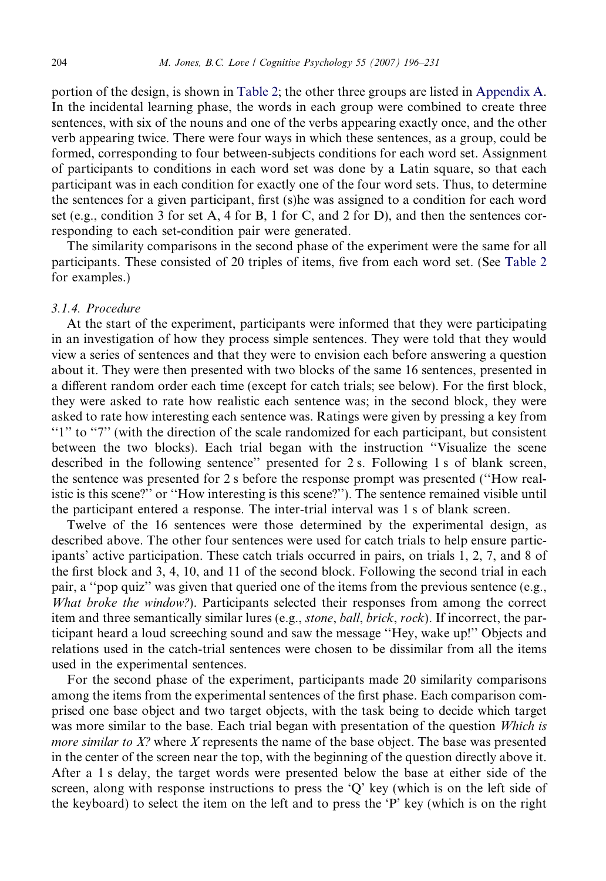portion of the design, is shown in Table 2; the other three groups are listed in Appendix A. In the incidental learning phase, the words in each group were combined to create three sentences, with six of the nouns and one of the verbs appearing exactly once, and the other verb appearing twice. There were four ways in which these sentences, as a group, could be formed, corresponding to four between-subjects conditions for each word set. Assignment of participants to conditions in each word set was done by a Latin square, so that each participant was in each condition for exactly one of the four word sets. Thus, to determine the sentences for a given participant, first (s)he was assigned to a condition for each word set (e.g., condition 3 for set A, 4 for B, 1 for C, and 2 for D), and then the sentences corresponding to each set-condition pair were generated.

The similarity comparisons in the second phase of the experiment were the same for all participants. These consisted of 20 triples of items, five from each word set. (See Table 2 for examples.)

### 3.1.4. Procedure

At the start of the experiment, participants were informed that they were participating in an investigation of how they process simple sentences. They were told that they would view a series of sentences and that they were to envision each before answering a question about it. They were then presented with two blocks of the same 16 sentences, presented in a different random order each time (except for catch trials; see below). For the first block, they were asked to rate how realistic each sentence was; in the second block, they were asked to rate how interesting each sentence was. Ratings were given by pressing a key from "1" to "7" (with the direction of the scale randomized for each participant, but consistent between the two blocks). Each trial began with the instruction "Visualize the scene described in the following sentence" presented for 2 s. Following 1 s of blank screen, the sentence was presented for 2 s before the response prompt was presented ("How realistic is this scene?" or "How interesting is this scene?"). The sentence remained visible until the participant entered a response. The inter-trial interval was 1 s of blank screen.

Twelve of the 16 sentences were those determined by the experimental design, as described above. The other four sentences were used for catch trials to help ensure participants' active participation. These catch trials occurred in pairs, on trials 1, 2, 7, and 8 of the first block and 3, 4, 10, and 11 of the second block. Following the second trial in each pair, a "pop quiz" was given that queried one of the items from the previous sentence (e.g., *What broke the window?*). Participants selected their responses from among the correct item and three semantically similar lures (e.g., *stone*, *ball*, *brick*, *rock*). If incorrect, the participant heard a loud screeching sound and saw the message "Hey, wake up!" Objects and relations used in the catch-trial sentences were chosen to be dissimilar from all the items used in the experimental sentences.

For the second phase of the experiment, participants made 20 similarity comparisons among the items from the experimental sentences of the first phase. Each comparison comprised one base object and two target objects, with the task being to decide which target was more similar to the base. Each trial began with presentation of the question *Which is more similar to X?* where *X* represents the name of the base object. The base was presented in the center of the screen near the top, with the beginning of the question directly above it. After a 1 s delay, the target words were presented below the base at either side of the screen, along with response instructions to press the 'Q' key (which is on the left side of the keyboard) to select the item on the left and to press the 'P' key (which is on the right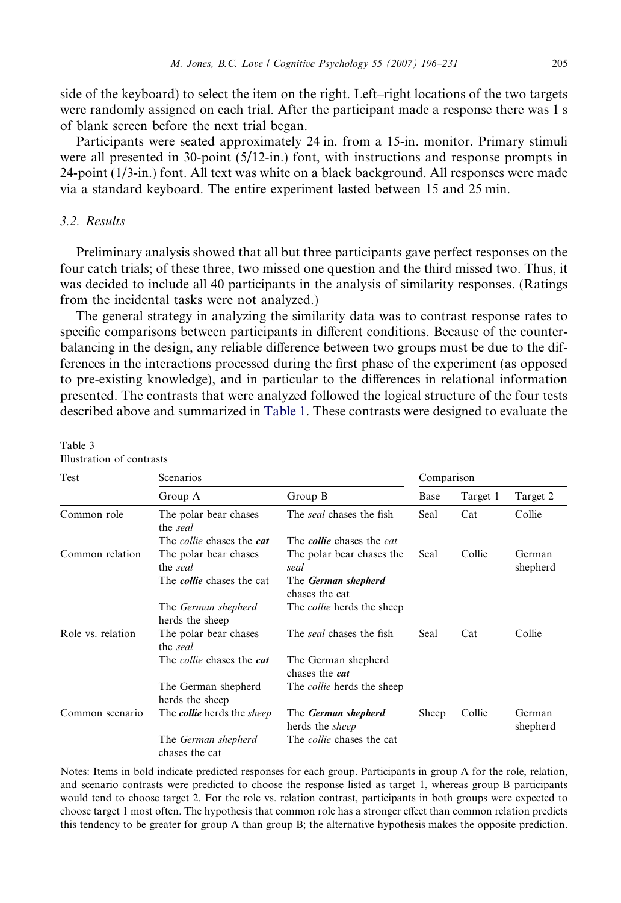side of the keyboard) to select the item on the right. Left–right locations of the two targets were randomly assigned on each trial. After the participant made a response there was 1 s of blank screen before the next trial began.

Participants were seated approximately 24 in. from a 15-in. monitor. Primary stimuli were all presented in 30-point (5/12-in.) font, with instructions and response prompts in 24-point (1/3-in.) font. All text was white on a black background. All responses were made via a standard keyboard. The entire experiment lasted between 15 and 25 min.

### 3.2. Results

Preliminary analysis showed that all but three participants gave perfect responses on the four catch trials; of these three, two missed one question and the third missed two. Thus, it was decided to include all 40 participants in the analysis of similarity responses. (Ratings from the incidental tasks were not analyzed.)

The general strategy in analyzing the similarity data was to contrast response rates to specific comparisons between participants in different conditions. Because of the counterbalancing in the design, any reliable difference between two groups must be due to the differences in the interactions processed during the first phase of the experiment (as opposed to pre-existing knowledge), and in particular to the differences in relational information presented. The contrasts that were analyzed followed the logical structure of the four tests described above and summarized in Table 1. These contrasts were designed to evaluate the

Table 3
Illustration of contrasts

| Test | Scenarios | | Comparison | | |
|---|---|---|---|---|---|
| | Group A | Group B | Base | Target 1 | Target 2 |
| Common role | The polar bear chases the *seal* | The *seal* chases the fish | Seal | Cat | Collie |
| | The *collie* chases the ***cat*** | The ***collie*** chases the *cat* | | | |
| Common relation | The polar bear chases the *seal* | The polar bear chases the *seal* | Seal | Collie | German shepherd |
| | The ***collie*** chases the cat | The ***German shepherd*** chases the cat | | | |
| | The *German shepherd* herds the sheep | The *collie* herds the sheep | | | |
| Role vs. relation | The polar bear chases the *seal* | The *seal* chases the fish | Seal | Cat | Collie |
| | The *collie* chases the ***cat*** | The German shepherd chases the ***cat*** | | | |
| | The German shepherd herds the sheep | The *collie* herds the sheep | | | |
| Common scenario | The ***collie*** herds the *sheep* | The ***German shepherd*** herds the *sheep* | Sheep | Collie | German shepherd |
| | The *German shepherd* chases the cat | The *collie* chases the cat | | | |

Notes: Items in bold indicate predicted responses for each group. Participants in group A for the role, relation, and scenario contrasts were predicted to choose the response listed as target 1, whereas group B participants would tend to choose target 2. For the role vs. relation contrast, participants in both groups were expected to choose target 1 most often. The hypothesis that common role has a stronger effect than common relation predicts this tendency to be greater for group A than group B; the alternative hypothesis makes the opposite prediction.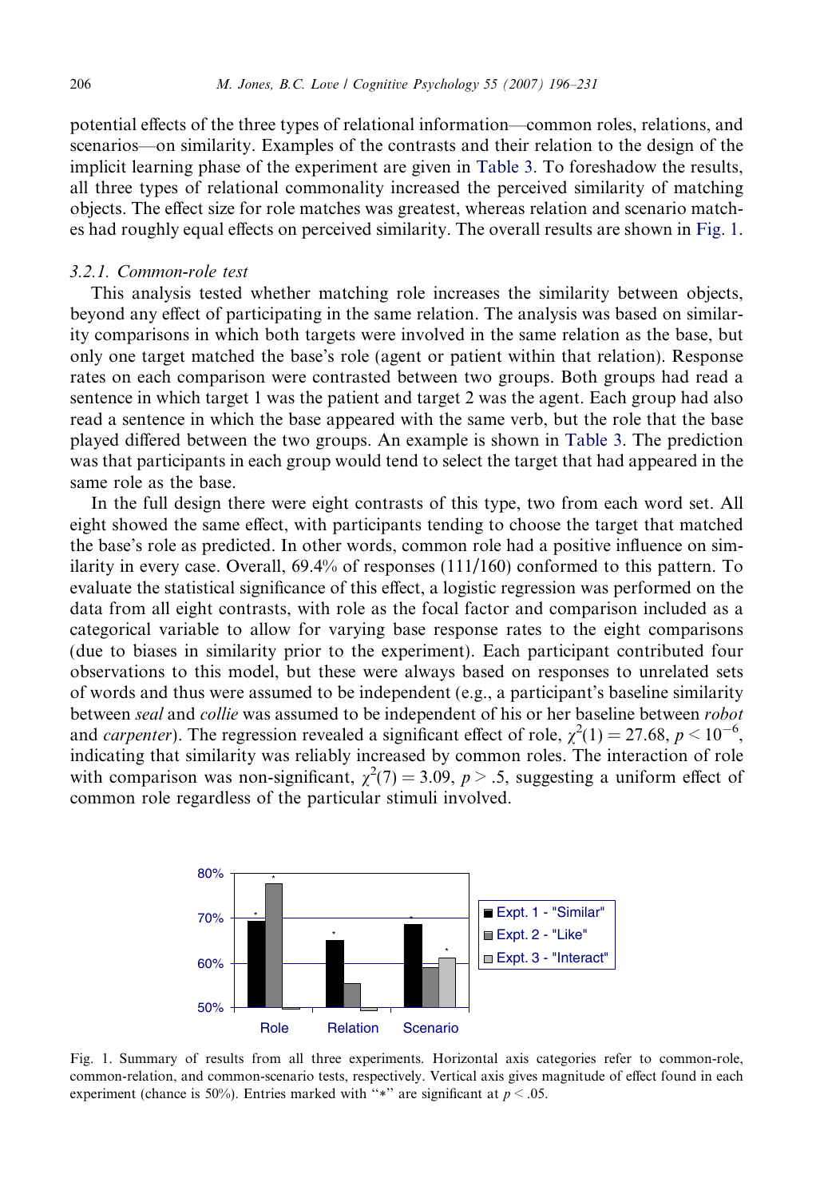potential effects of the three types of relational information—common roles, relations, and scenarios—on similarity. Examples of the contrasts and their relation to the design of the implicit learning phase of the experiment are given in Table 3. To foreshadow the results, all three types of relational commonality increased the perceived similarity of matching objects. The effect size for role matches was greatest, whereas relation and scenario matches had roughly equal effects on perceived similarity. The overall results are shown in Fig. 1.

### 3.2.1. Common-role test

This analysis tested whether matching role increases the similarity between objects, beyond any effect of participating in the same relation. The analysis was based on similarity comparisons in which both targets were involved in the same relation as the base, but only one target matched the base's role (agent or patient within that relation). Response rates on each comparison were contrasted between two groups. Both groups had read a sentence in which target 1 was the patient and target 2 was the agent. Each group had also read a sentence in which the base appeared with the same verb, but the role that the base played differed between the two groups. An example is shown in Table 3. The prediction was that participants in each group would tend to select the target that had appeared in the same role as the base.

In the full design there were eight contrasts of this type, two from each word set. All eight showed the same effect, with participants tending to choose the target that matched the base's role as predicted. In other words, common role had a positive influence on similarity in every case. Overall, 69.4% of responses (111/160) conformed to this pattern. To evaluate the statistical significance of this effect, a logistic regression was performed on the data from all eight contrasts, with role as the focal factor and comparison included as a categorical variable to allow for varying base response rates to the eight comparisons (due to biases in similarity prior to the experiment). Each participant contributed four observations to this model, but these were always based on responses to unrelated sets of words and thus were assumed to be independent (e.g., a participant's baseline similarity between *seal* and *collie* was assumed to be independent of his or her baseline between *robot* and *carpenter*). The regression revealed a significant effect of role, $\chi^2(1) = 27.68$, $p < 10^{-6}$, indicating that similarity was reliably increased by common roles. The interaction of role with comparison was non-significant, $\chi^2(7) = 3.09$, $p > .5$, suggesting a uniform effect of common role regardless of the particular stimuli involved.

80%
70%
60%
50%
Role
Relation
Scenario
Expt. 1 - "Similar"
Expt. 2 - "Like"
Expt. 3 - "Interact"

Fig. 1. Summary of results from all three experiments. Horizontal axis categories refer to common-role, common-relation, and common-scenario tests, respectively. Vertical axis gives magnitude of effect found in each experiment (chance is 50%). Entries marked with "*" are significant at $p < .05$.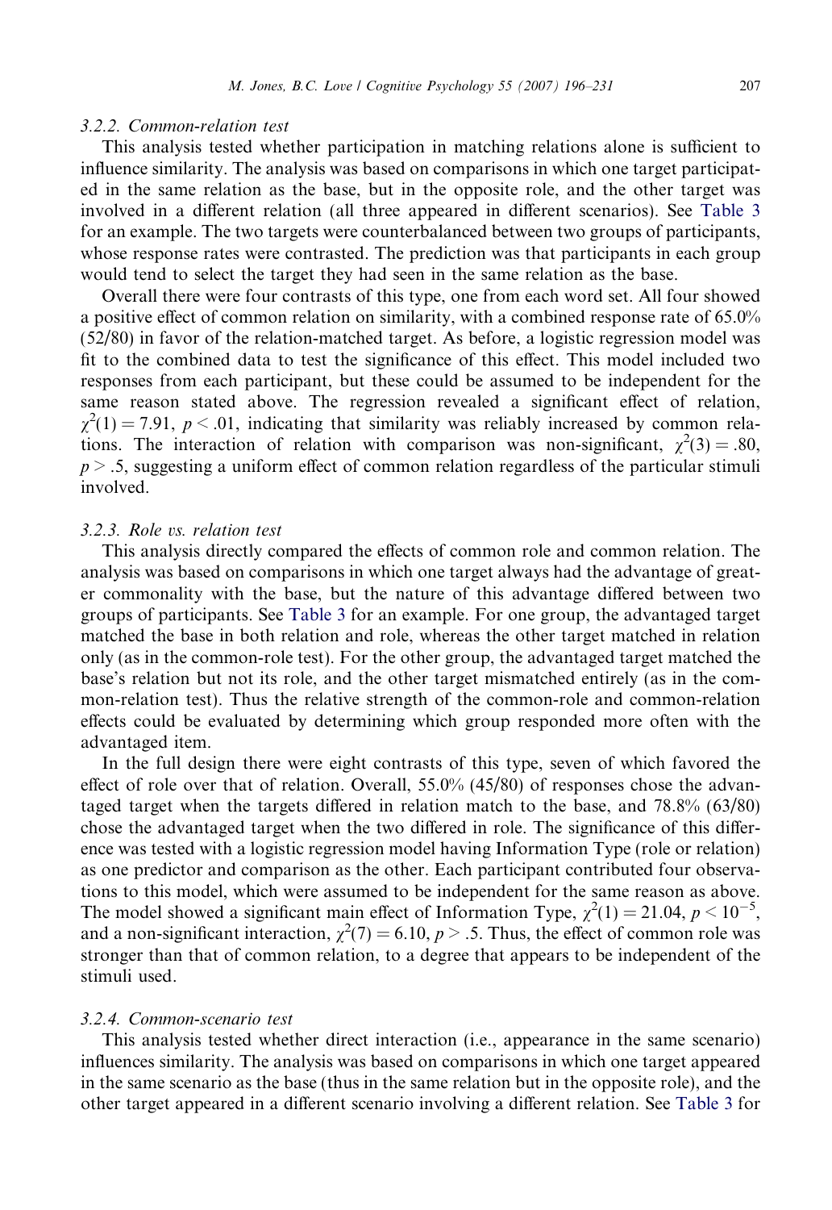### 3.2.2. Common-relation test

This analysis tested whether participation in matching relations alone is sufficient to influence similarity. The analysis was based on comparisons in which one target participated in the same relation as the base, but in the opposite role, and the other target was involved in a different relation (all three appeared in different scenarios). See Table 3 for an example. The two targets were counterbalanced between two groups of participants, whose response rates were contrasted. The prediction was that participants in each group would tend to select the target they had seen in the same relation as the base.

Overall there were four contrasts of this type, one from each word set. All four showed a positive effect of common relation on similarity, with a combined response rate of 65.0% (52/80) in favor of the relation-matched target. As before, a logistic regression model was fit to the combined data to test the significance of this effect. This model included two responses from each participant, but these could be assumed to be independent for the same reason stated above. The regression revealed a significant effect of relation, $\chi^2(1) = 7.91$, $p < .01$, indicating that similarity was reliably increased by common relations. The interaction of relation with comparison was non-significant, $\chi^2(3) = .80$, $p > .5$, suggesting a uniform effect of common relation regardless of the particular stimuli involved.

### 3.2.3. Role *vs.* relation test

This analysis directly compared the effects of common role and common relation. The analysis was based on comparisons in which one target always had the advantage of greater commonality with the base, but the nature of this advantage differed between two groups of participants. See Table 3 for an example. For one group, the advantaged target matched the base in both relation and role, whereas the other target matched in relation only (as in the common-role test). For the other group, the advantaged target matched the base's relation but not its role, and the other target mismatched entirely (as in the common-relation test). Thus the relative strength of the common-role and common-relation effects could be evaluated by determining which group responded more often with the advantaged item.

In the full design there were eight contrasts of this type, seven of which favored the effect of role over that of relation. Overall, 55.0% (45/80) of responses chose the advantaged target when the targets differed in relation match to the base, and 78.8% (63/80) chose the advantaged target when the two differed in role. The significance of this difference was tested with a logistic regression model having Information Type (role or relation) as one predictor and comparison as the other. Each participant contributed four observations to this model, which were assumed to be independent for the same reason as above. The model showed a significant main effect of Information Type, $\chi^2(1) = 21.04$, $p < 10^{-5}$, and a non-significant interaction, $\chi^2(7) = 6.10$, $p > .5$. Thus, the effect of common role was stronger than that of common relation, to a degree that appears to be independent of the stimuli used.

### 3.2.4. Common-scenario test

This analysis tested whether direct interaction (i.e., appearance in the same scenario) influences similarity. The analysis was based on comparisons in which one target appeared in the same scenario as the base (thus in the same relation but in the opposite role), and the other target appeared in a different scenario involving a different relation. See Table 3 for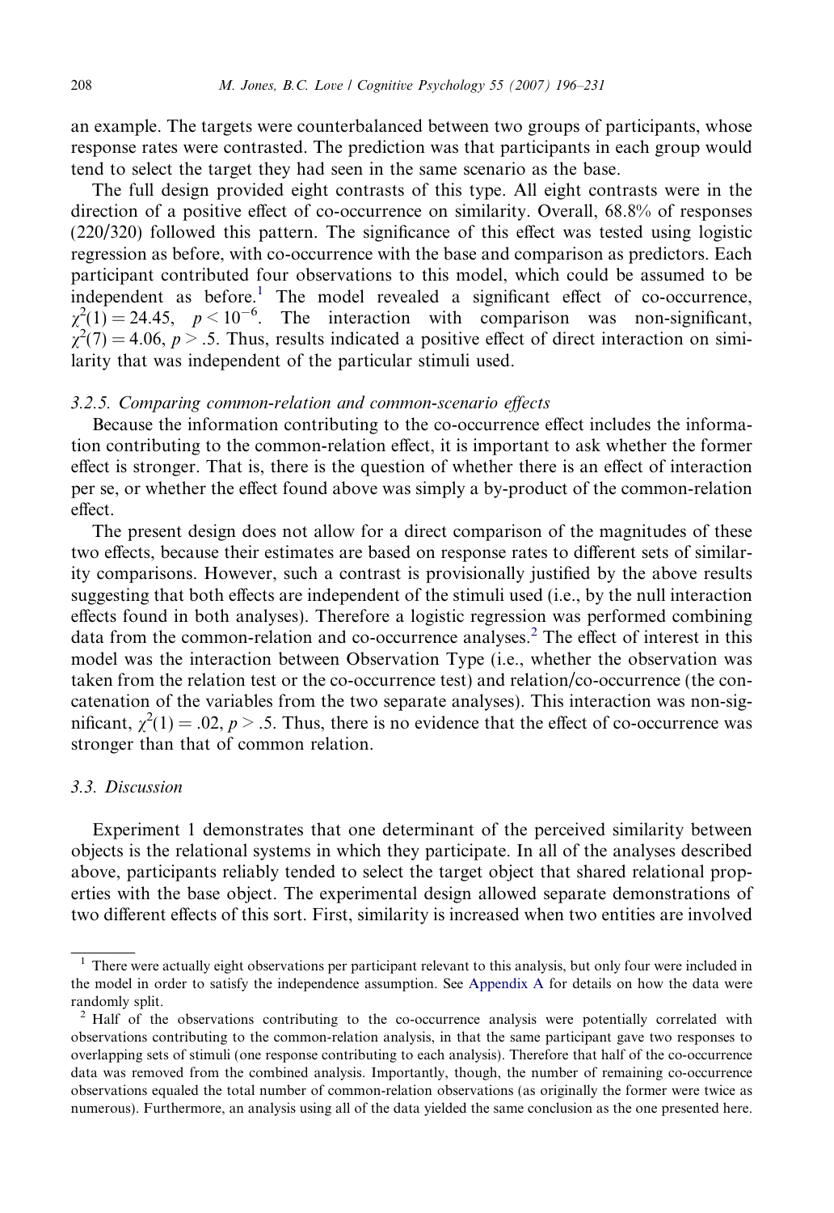an example. The targets were counterbalanced between two groups of participants, whose response rates were contrasted. The prediction was that participants in each group would tend to select the target they had seen in the same scenario as the base.

The full design provided eight contrasts of this type. All eight contrasts were in the direction of a positive effect of co-occurrence on similarity. Overall, 68.8% of responses (220/320) followed this pattern. The significance of this effect was tested using logistic regression as before, with co-occurrence with the base and comparison as predictors. Each participant contributed four observations to this model, which could be assumed to be independent as before.[1] The model revealed a significant effect of co-occurrence, $\chi^2(1) = 24.45$, $p < 10^{-6}$. The interaction with comparison was non-significant, $\chi^2(7) = 4.06$, $p > .5$. Thus, results indicated a positive effect of direct interaction on similarity that was independent of the particular stimuli used.

### 3.2.5. Comparing common-relation and common-scenario effects

Because the information contributing to the co-occurrence effect includes the information contributing to the common-relation effect, it is important to ask whether the former effect is stronger. That is, there is the question of whether there is an effect of interaction per se, or whether the effect found above was simply a by-product of the common-relation effect.

The present design does not allow for a direct comparison of the magnitudes of these two effects, because their estimates are based on response rates to different sets of similarity comparisons. However, such a contrast is provisionally justified by the above results suggesting that both effects are independent of the stimuli used (i.e., by the null interaction effects found in both analyses). Therefore a logistic regression was performed combining data from the common-relation and co-occurrence analyses.[2] The effect of interest in this model was the interaction between Observation Type (i.e., whether the observation was taken from the relation test or the co-occurrence test) and relation/co-occurrence (the concatenation of the variables from the two separate analyses). This interaction was non-significant, $\chi^2(1) = .02$, $p > .5$. Thus, there is no evidence that the effect of co-occurrence was stronger than that of common relation.

## 3.3. Discussion

Experiment 1 demonstrates that one determinant of the perceived similarity between objects is the relational systems in which they participate. In all of the analyses described above, participants reliably tended to select the target object that shared relational properties with the base object. The experimental design allowed separate demonstrations of two different effects of this sort. First, similarity is increased when two entities are involved

---

[1] There were actually eight observations per participant relevant to this analysis, but only four were included in the model in order to satisfy the independence assumption. See Appendix A for details on how the data were randomly split.

[2] Half of the observations contributing to the co-occurrence analysis were potentially correlated with observations contributing to the common-relation analysis, in that the same participant gave two responses to overlapping sets of stimuli (one response contributing to each analysis). Therefore that half of the co-occurrence data was removed from the combined analysis. Importantly, though, the number of remaining co-occurrence observations equaled the total number of common-relation observations (as originally the former were twice as numerous). Furthermore, an analysis using all of the data yielded the same conclusion as the one presented here.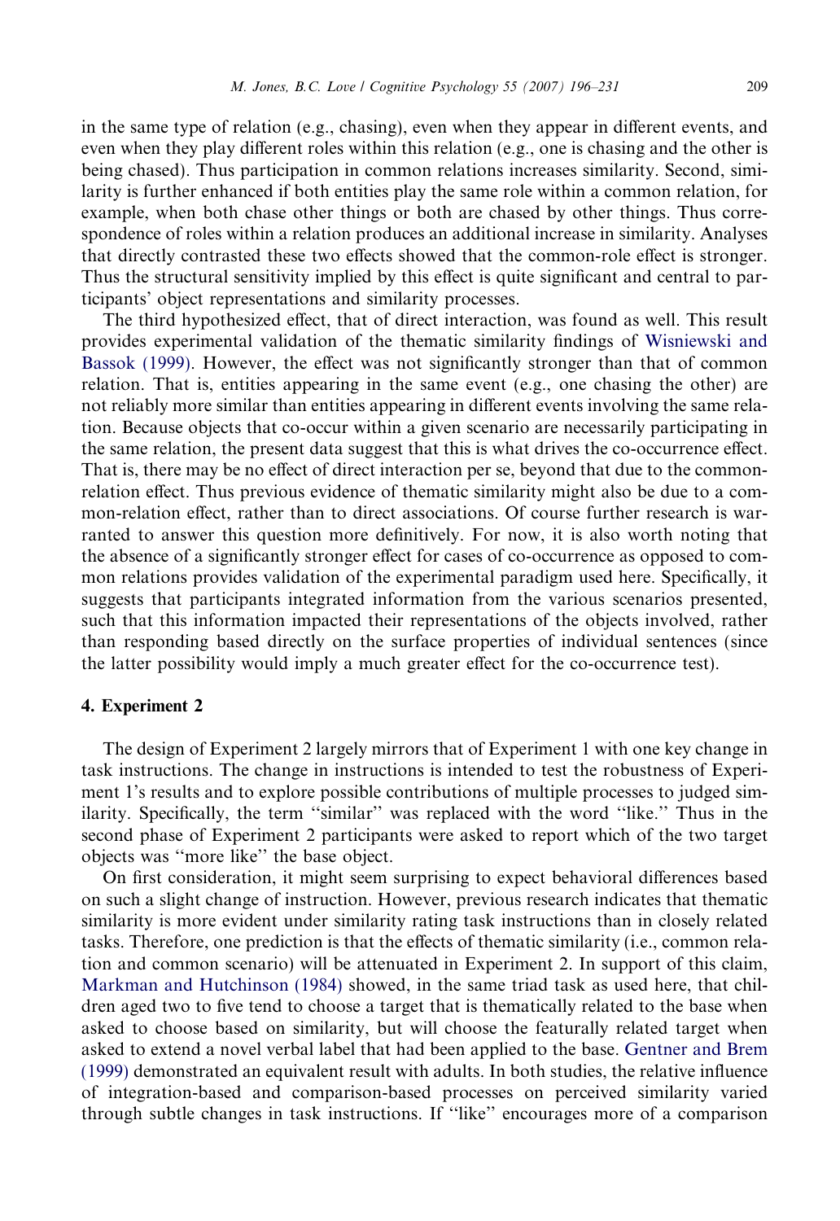in the same type of relation (e.g., chasing), even when they appear in different events, and even when they play different roles within this relation (e.g., one is chasing and the other is being chased). Thus participation in common relations increases similarity. Second, similarity is further enhanced if both entities play the same role within a common relation, for example, when both chase other things or both are chased by other things. Thus correspondence of roles within a relation produces an additional increase in similarity. Analyses that directly contrasted these two effects showed that the common-role effect is stronger. Thus the structural sensitivity implied by this effect is quite significant and central to participants' object representations and similarity processes.

The third hypothesized effect, that of direct interaction, was found as well. This result provides experimental validation of the thematic similarity findings of Wisniewski and Bassok (1999). However, the effect was not significantly stronger than that of common relation. That is, entities appearing in the same event (e.g., one chasing the other) are not reliably more similar than entities appearing in different events involving the same relation. Because objects that co-occur within a given scenario are necessarily participating in the same relation, the present data suggest that this is what drives the co-occurrence effect. That is, there may be no effect of direct interaction per se, beyond that due to the common-relation effect. Thus previous evidence of thematic similarity might also be due to a common-relation effect, rather than to direct associations. Of course further research is warranted to answer this question more definitively. For now, it is also worth noting that the absence of a significantly stronger effect for cases of co-occurrence as opposed to common relations provides validation of the experimental paradigm used here. Specifically, it suggests that participants integrated information from the various scenarios presented, such that this information impacted their representations of the objects involved, rather than responding based directly on the surface properties of individual sentences (since the latter possibility would imply a much greater effect for the co-occurrence test).

## 4. Experiment 2

The design of Experiment 2 largely mirrors that of Experiment 1 with one key change in task instructions. The change in instructions is intended to test the robustness of Experiment 1's results and to explore possible contributions of multiple processes to judged similarity. Specifically, the term ''similar'' was replaced with the word ''like.'' Thus in the second phase of Experiment 2 participants were asked to report which of the two target objects was ''more like'' the base object.

On first consideration, it might seem surprising to expect behavioral differences based on such a slight change of instruction. However, previous research indicates that thematic similarity is more evident under similarity rating task instructions than in closely related tasks. Therefore, one prediction is that the effects of thematic similarity (i.e., common relation and common scenario) will be attenuated in Experiment 2. In support of this claim, Markman and Hutchinson (1984) showed, in the same triad task as used here, that children aged two to five tend to choose a target that is thematically related to the base when asked to choose based on similarity, but will choose the featurally related target when asked to extend a novel verbal label that had been applied to the base. Gentner and Brem (1999) demonstrated an equivalent result with adults. In both studies, the relative influence of integration-based and comparison-based processes on perceived similarity varied through subtle changes in task instructions. If ''like'' encourages more of a comparison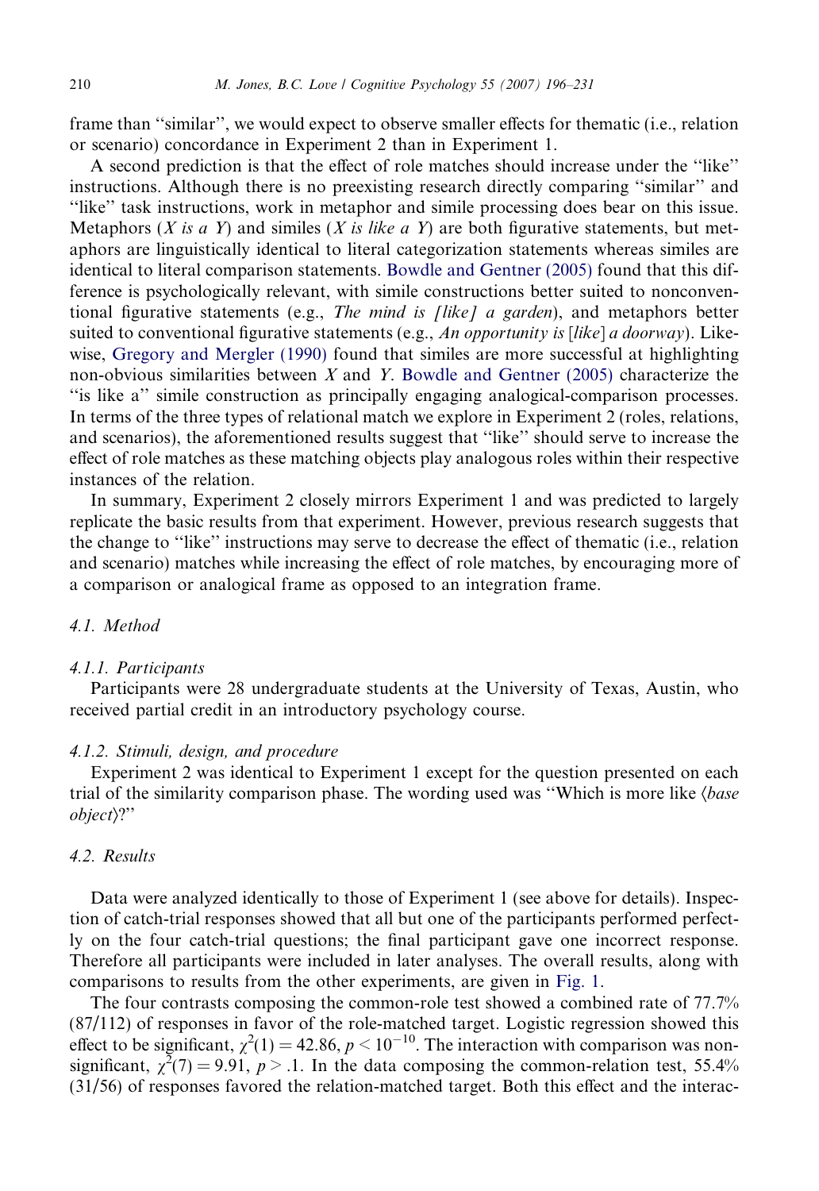frame than "similar", we would expect to observe smaller effects for thematic (i.e., relation or scenario) concordance in Experiment 2 than in Experiment 1.

A second prediction is that the effect of role matches should increase under the "like" instructions. Although there is no preexisting research directly comparing "similar" and "like" task instructions, work in metaphor and simile processing does bear on this issue. Metaphors (*X is a Y*) and similes (*X is like a Y*) are both figurative statements, but metaphors are linguistically identical to literal categorization statements whereas similes are identical to literal comparison statements. Bowdle and Gentner (2005) found that this difference is psychologically relevant, with simile constructions better suited to nonconventional figurative statements (e.g., *The mind is [like] a garden*), and metaphors better suited to conventional figurative statements (e.g., *An opportunity is* [*like*] *a doorway*). Likewise, Gregory and Mergler (1990) found that similes are more successful at highlighting non-obvious similarities between *X* and *Y*. Bowdle and Gentner (2005) characterize the "is like a" simile construction as principally engaging analogical-comparison processes. In terms of the three types of relational match we explore in Experiment 2 (roles, relations, and scenarios), the aforementioned results suggest that "like" should serve to increase the effect of role matches as these matching objects play analogous roles within their respective instances of the relation.

In summary, Experiment 2 closely mirrors Experiment 1 and was predicted to largely replicate the basic results from that experiment. However, previous research suggests that the change to "like" instructions may serve to decrease the effect of thematic (i.e., relation and scenario) matches while increasing the effect of role matches, by encouraging more of a comparison or analogical frame as opposed to an integration frame.

### 4.1. Method

#### 4.1.1. Participants

Participants were 28 undergraduate students at the University of Texas, Austin, who received partial credit in an introductory psychology course.

#### 4.1.2. Stimuli, design, and procedure

Experiment 2 was identical to Experiment 1 except for the question presented on each trial of the similarity comparison phase. The wording used was "Which is more like ⟨*base object*⟩?"

### 4.2. Results

Data were analyzed identically to those of Experiment 1 (see above for details). Inspection of catch-trial responses showed that all but one of the participants performed perfectly on the four catch-trial questions; the final participant gave one incorrect response. Therefore all participants were included in later analyses. The overall results, along with comparisons to results from the other experiments, are given in Fig. 1.

The four contrasts composing the common-role test showed a combined rate of 77.7% (87/112) of responses in favor of the role-matched target. Logistic regression showed this effect to be significant, $\chi^2(1) = 42.86$, $p < 10^{-10}$. The interaction with comparison was nonsignificant, $\chi^2(7) = 9.91$, $p > .1$. In the data composing the common-relation test, 55.4% (31/56) of responses favored the relation-matched target. Both this effect and the interac-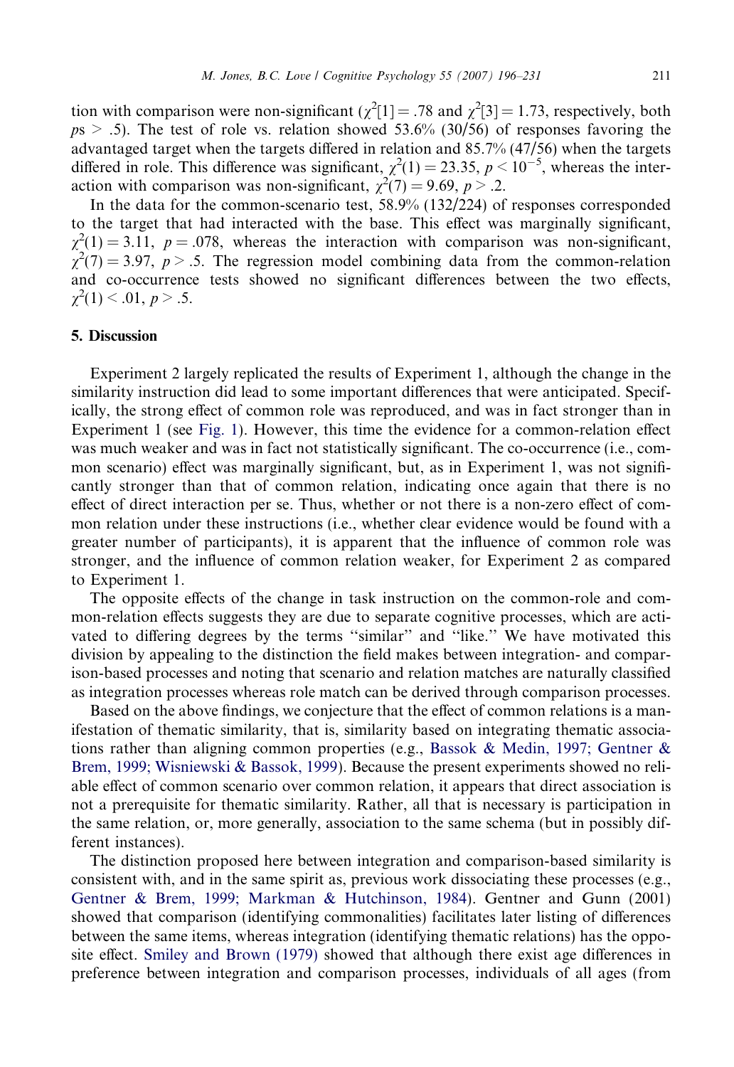tion with comparison were non-significant ($\chi^2[1] = .78$ and $\chi^2[3] = 1.73$, respectively, both $ps > .5$). The test of role vs. relation showed 53.6% (30/56) of responses favoring the advantaged target when the targets differed in relation and 85.7% (47/56) when the targets differed in role. This difference was significant, $\chi^2(1) = 23.35$, $p < 10^{-5}$, whereas the interaction with comparison was non-significant, $\chi^2(7) = 9.69$, $p > .2$.

In the data for the common-scenario test, 58.9% (132/224) of responses corresponded to the target that had interacted with the base. This effect was marginally significant, $\chi^2(1) = 3.11$, $p = .078$, whereas the interaction with comparison was non-significant, $\chi^2(7) = 3.97$, $p > .5$. The regression model combining data from the common-relation and co-occurrence tests showed no significant differences between the two effects, $\chi^2(1) < .01$, $p > .5$.

## 5. Discussion

Experiment 2 largely replicated the results of Experiment 1, although the change in the similarity instruction did lead to some important differences that were anticipated. Specifically, the strong effect of common role was reproduced, and was in fact stronger than in Experiment 1 (see Fig. 1). However, this time the evidence for a common-relation effect was much weaker and was in fact not statistically significant. The co-occurrence (i.e., common scenario) effect was marginally significant, but, as in Experiment 1, was not significantly stronger than that of common relation, indicating once again that there is no effect of direct interaction per se. Thus, whether or not there is a non-zero effect of common relation under these instructions (i.e., whether clear evidence would be found with a greater number of participants), it is apparent that the influence of common role was stronger, and the influence of common relation weaker, for Experiment 2 as compared to Experiment 1.

The opposite effects of the change in task instruction on the common-role and common-relation effects suggests they are due to separate cognitive processes, which are activated to differing degrees by the terms "similar" and "like." We have motivated this division by appealing to the distinction the field makes between integration- and comparison-based processes and noting that scenario and relation matches are naturally classified as integration processes whereas role match can be derived through comparison processes.

Based on the above findings, we conjecture that the effect of common relations is a manifestation of thematic similarity, that is, similarity based on integrating thematic associations rather than aligning common properties (e.g., Bassok & Medin, 1997; Gentner & Brem, 1999; Wisniewski & Bassok, 1999). Because the present experiments showed no reliable effect of common scenario over common relation, it appears that direct association is not a prerequisite for thematic similarity. Rather, all that is necessary is participation in the same relation, or, more generally, association to the same schema (but in possibly different instances).

The distinction proposed here between integration and comparison-based similarity is consistent with, and in the same spirit as, previous work dissociating these processes (e.g., Gentner & Brem, 1999; Markman & Hutchinson, 1984). Gentner and Gunn (2001) showed that comparison (identifying commonalities) facilitates later listing of differences between the same items, whereas integration (identifying thematic relations) has the opposite effect. Smiley and Brown (1979) showed that although there exist age differences in preference between integration and comparison processes, individuals of all ages (from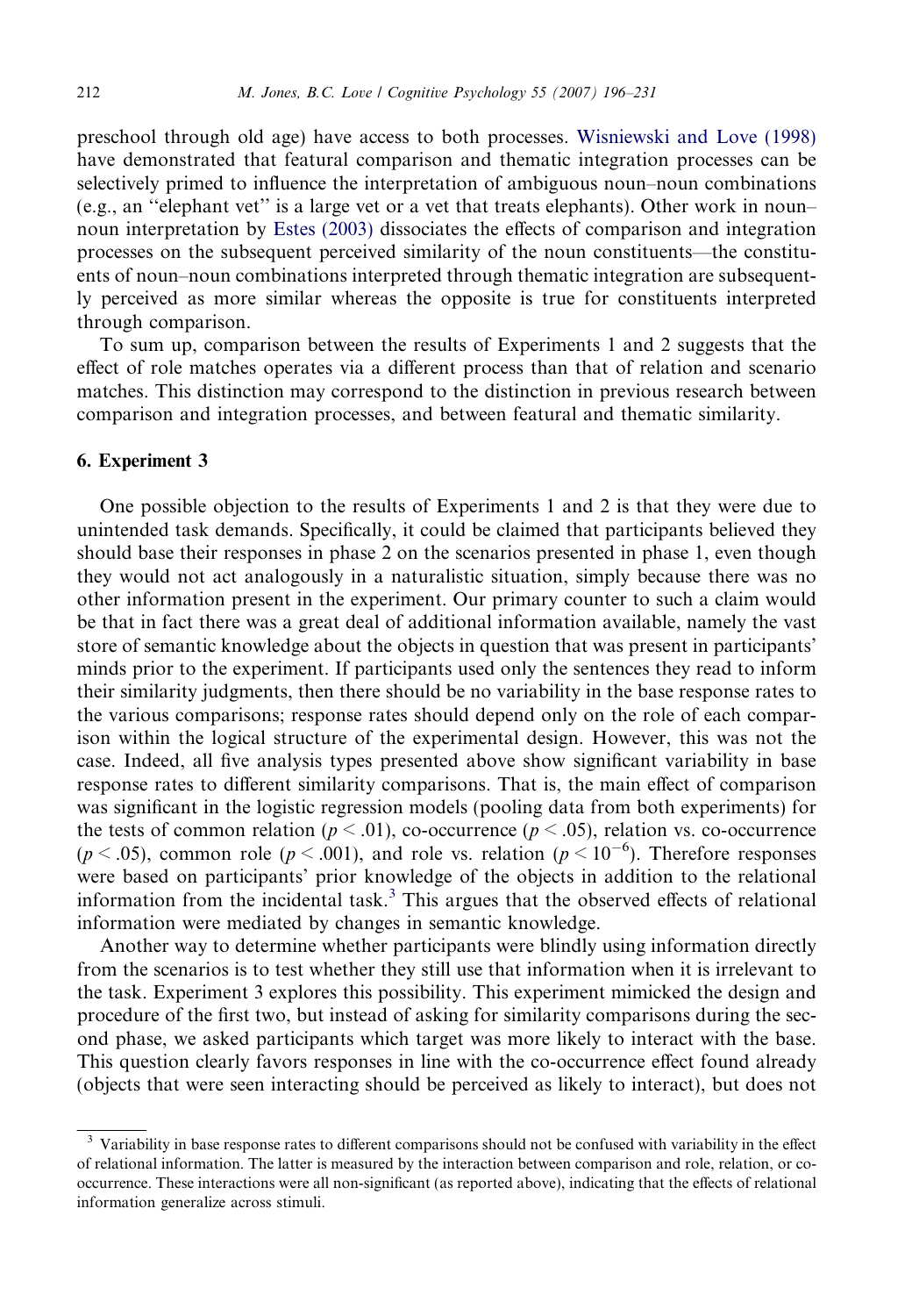preschool through old age) have access to both processes. Wisniewski and Love (1998) have demonstrated that featural comparison and thematic integration processes can be selectively primed to influence the interpretation of ambiguous noun–noun combinations (e.g., an ''elephant vet'' is a large vet or a vet that treats elephants). Other work in noun–noun interpretation by Estes (2003) dissociates the effects of comparison and integration processes on the subsequent perceived similarity of the noun constituents—the constituents of noun–noun combinations interpreted through thematic integration are subsequently perceived as more similar whereas the opposite is true for constituents interpreted through comparison.

To sum up, comparison between the results of Experiments 1 and 2 suggests that the effect of role matches operates via a different process than that of relation and scenario matches. This distinction may correspond to the distinction in previous research between comparison and integration processes, and between featural and thematic similarity.

## 6. Experiment 3

One possible objection to the results of Experiments 1 and 2 is that they were due to unintended task demands. Specifically, it could be claimed that participants believed they should base their responses in phase 2 on the scenarios presented in phase 1, even though they would not act analogously in a naturalistic situation, simply because there was no other information present in the experiment. Our primary counter to such a claim would be that in fact there was a great deal of additional information available, namely the vast store of semantic knowledge about the objects in question that was present in participants' minds prior to the experiment. If participants used only the sentences they read to inform their similarity judgments, then there should be no variability in the base response rates to the various comparisons; response rates should depend only on the role of each comparison within the logical structure of the experimental design. However, this was not the case. Indeed, all five analysis types presented above show significant variability in base response rates to different similarity comparisons. That is, the main effect of comparison was significant in the logistic regression models (pooling data from both experiments) for the tests of common relation ($p < .01$), co-occurrence ($p < .05$), relation vs. co-occurrence ($p < .05$), common role ($p < .001$), and role vs. relation ($p < 10^{-6}$). Therefore responses were based on participants' prior knowledge of the objects in addition to the relational information from the incidental task.[3] This argues that the observed effects of relational information were mediated by changes in semantic knowledge.

Another way to determine whether participants were blindly using information directly from the scenarios is to test whether they still use that information when it is irrelevant to the task. Experiment 3 explores this possibility. This experiment mimicked the design and procedure of the first two, but instead of asking for similarity comparisons during the second phase, we asked participants which target was more likely to interact with the base. This question clearly favors responses in line with the co-occurrence effect found already (objects that were seen interacting should be perceived as likely to interact), but does not

[3] Variability in base response rates to different comparisons should not be confused with variability in the effect of relational information. The latter is measured by the interaction between comparison and role, relation, or co-occurrence. These interactions were all non-significant (as reported above), indicating that the effects of relational information generalize across stimuli.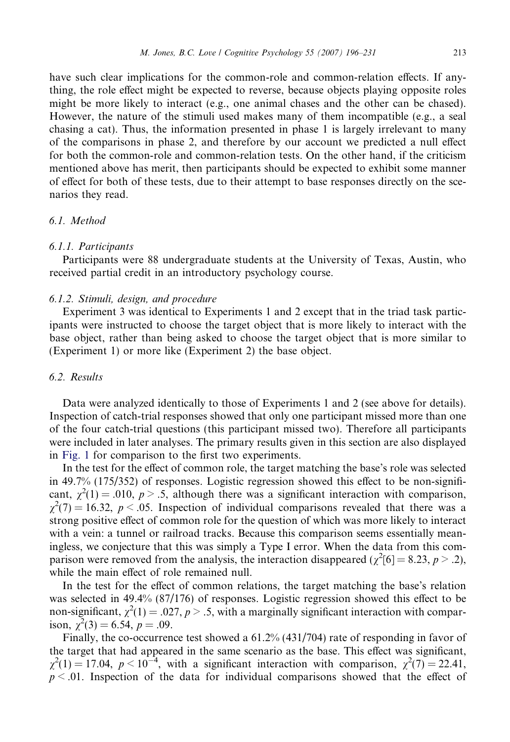have such clear implications for the common-role and common-relation effects. If anything, the role effect might be expected to reverse, because objects playing opposite roles might be more likely to interact (e.g., one animal chases and the other can be chased). However, the nature of the stimuli used makes many of them incompatible (e.g., a seal chasing a cat). Thus, the information presented in phase 1 is largely irrelevant to many of the comparisons in phase 2, and therefore by our account we predicted a null effect for both the common-role and common-relation tests. On the other hand, if the criticism mentioned above has merit, then participants should be expected to exhibit some manner of effect for both of these tests, due to their attempt to base responses directly on the scenarios they read.

### 6.1. Method

#### 6.1.1. Participants

Participants were 88 undergraduate students at the University of Texas, Austin, who received partial credit in an introductory psychology course.

#### 6.1.2. Stimuli, design, and procedure

Experiment 3 was identical to Experiments 1 and 2 except that in the triad task participants were instructed to choose the target object that is more likely to interact with the base object, rather than being asked to choose the target object that is more similar to (Experiment 1) or more like (Experiment 2) the base object.

### 6.2. Results

Data were analyzed identically to those of Experiments 1 and 2 (see above for details). Inspection of catch-trial responses showed that only one participant missed more than one of the four catch-trial questions (this participant missed two). Therefore all participants were included in later analyses. The primary results given in this section are also displayed in Fig. 1 for comparison to the first two experiments.

In the test for the effect of common role, the target matching the base's role was selected in 49.7% (175/352) of responses. Logistic regression showed this effect to be non-significant, $\chi^2(1) = .010$, $p > .5$, although there was a significant interaction with comparison, $\chi^2(7) = 16.32$, $p < .05$. Inspection of individual comparisons revealed that there was a strong positive effect of common role for the question of which was more likely to interact with a vein: a tunnel or railroad tracks. Because this comparison seems essentially meaningless, we conjecture that this was simply a Type I error. When the data from this comparison were removed from the analysis, the interaction disappeared ($\chi^2[6] = 8.23$, $p > .2$), while the main effect of role remained null.

In the test for the effect of common relations, the target matching the base's relation was selected in 49.4% (87/176) of responses. Logistic regression showed this effect to be non-significant, $\chi^2(1) = .027$, $p > .5$, with a marginally significant interaction with comparison, $\chi^2(3) = 6.54$, $p = .09$.

Finally, the co-occurrence test showed a 61.2% (431/704) rate of responding in favor of the target that had appeared in the same scenario as the base. This effect was significant, $\chi^2(1) = 17.04$, $p < 10^{-4}$, with a significant interaction with comparison, $\chi^2(7) = 22.41$, $p < .01$. Inspection of the data for individual comparisons showed that the effect of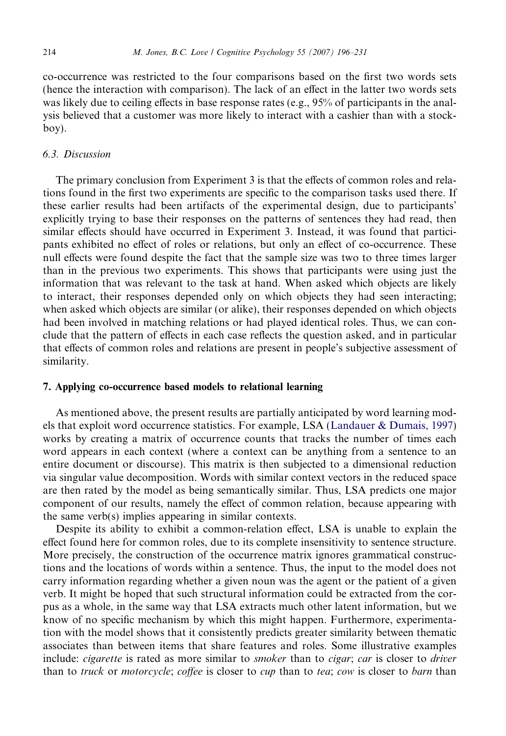co-occurrence was restricted to the four comparisons based on the first two words sets (hence the interaction with comparison). The lack of an effect in the latter two words sets was likely due to ceiling effects in base response rates (e.g., 95% of participants in the analysis believed that a customer was more likely to interact with a cashier than with a stockboy).

### 6.3. Discussion

The primary conclusion from Experiment 3 is that the effects of common roles and relations found in the first two experiments are specific to the comparison tasks used there. If these earlier results had been artifacts of the experimental design, due to participants' explicitly trying to base their responses on the patterns of sentences they had read, then similar effects should have occurred in Experiment 3. Instead, it was found that participants exhibited no effect of roles or relations, but only an effect of co-occurrence. These null effects were found despite the fact that the sample size was two to three times larger than in the previous two experiments. This shows that participants were using just the information that was relevant to the task at hand. When asked which objects are likely to interact, their responses depended only on which objects they had seen interacting; when asked which objects are similar (or alike), their responses depended on which objects had been involved in matching relations or had played identical roles. Thus, we can conclude that the pattern of effects in each case reflects the question asked, and in particular that effects of common roles and relations are present in people's subjective assessment of similarity.

## 7. Applying co-occurrence based models to relational learning

As mentioned above, the present results are partially anticipated by word learning models that exploit word occurrence statistics. For example, LSA (Landauer & Dumais, 1997) works by creating a matrix of occurrence counts that tracks the number of times each word appears in each context (where a context can be anything from a sentence to an entire document or discourse). This matrix is then subjected to a dimensional reduction via singular value decomposition. Words with similar context vectors in the reduced space are then rated by the model as being semantically similar. Thus, LSA predicts one major component of our results, namely the effect of common relation, because appearing with the same verb(s) implies appearing in similar contexts.

Despite its ability to exhibit a common-relation effect, LSA is unable to explain the effect found here for common roles, due to its complete insensitivity to sentence structure. More precisely, the construction of the occurrence matrix ignores grammatical constructions and the locations of words within a sentence. Thus, the input to the model does not carry information regarding whether a given noun was the agent or the patient of a given verb. It might be hoped that such structural information could be extracted from the corpus as a whole, in the same way that LSA extracts much other latent information, but we know of no specific mechanism by which this might happen. Furthermore, experimentation with the model shows that it consistently predicts greater similarity between thematic associates than between items that share features and roles. Some illustrative examples include: *cigarette* is rated as more similar to *smoker* than to *cigar*; *car* is closer to *driver* than to *truck* or *motorcycle*; *coffee* is closer to *cup* than to *tea*; *cow* is closer to *barn* than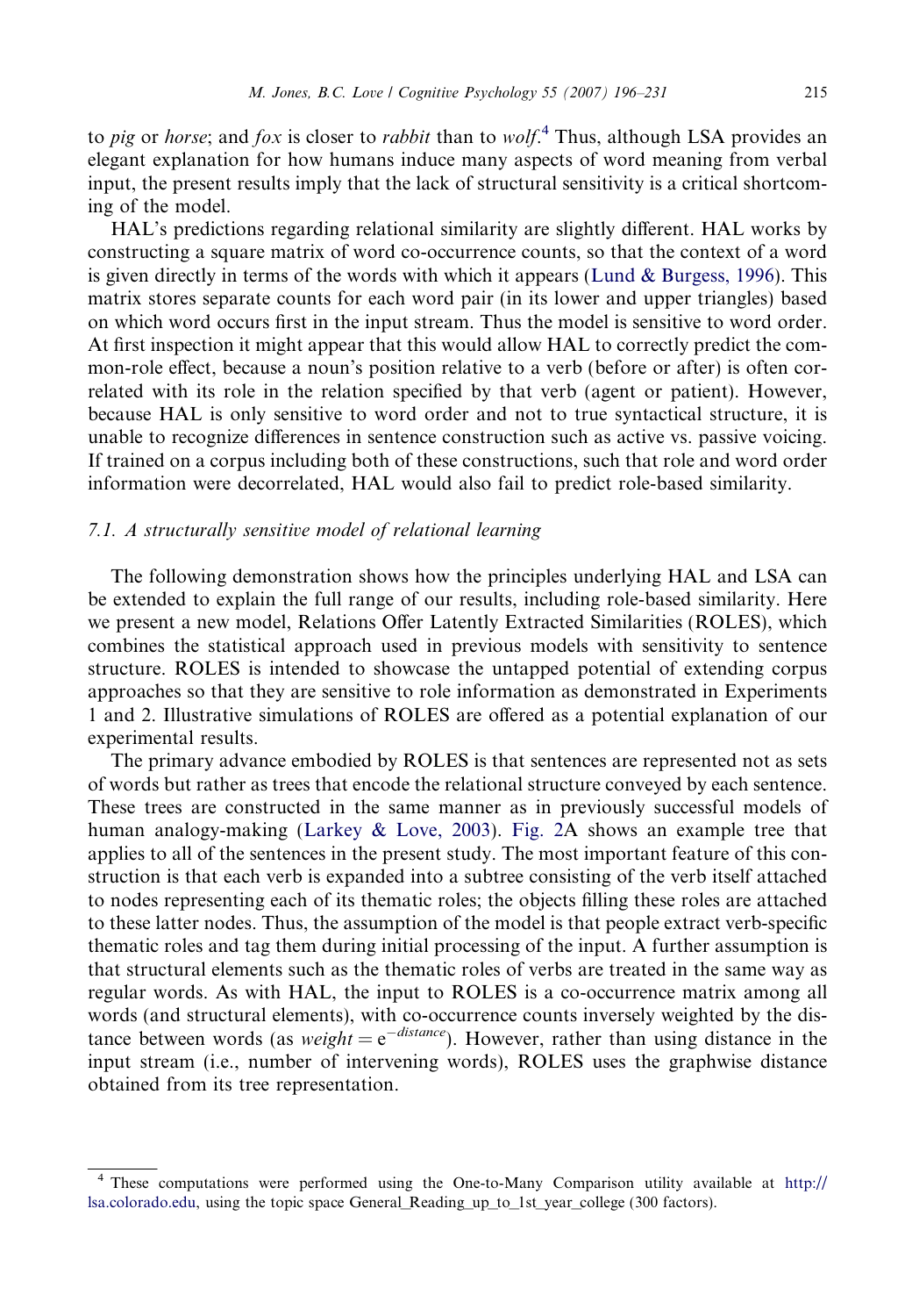to *pig* or *horse*; and *fox* is closer to *rabbit* than to *wolf*.[4] Thus, although LSA provides an elegant explanation for how humans induce many aspects of word meaning from verbal input, the present results imply that the lack of structural sensitivity is a critical shortcoming of the model.

HAL's predictions regarding relational similarity are slightly different. HAL works by constructing a square matrix of word co-occurrence counts, so that the context of a word is given directly in terms of the words with which it appears (Lund & Burgess, 1996). This matrix stores separate counts for each word pair (in its lower and upper triangles) based on which word occurs first in the input stream. Thus the model is sensitive to word order. At first inspection it might appear that this would allow HAL to correctly predict the common-role effect, because a noun's position relative to a verb (before or after) is often correlated with its role in the relation specified by that verb (agent or patient). However, because HAL is only sensitive to word order and not to true syntactical structure, it is unable to recognize differences in sentence construction such as active vs. passive voicing. If trained on a corpus including both of these constructions, such that role and word order information were decorrelated, HAL would also fail to predict role-based similarity.

### 7.1. A structurally sensitive model of relational learning

The following demonstration shows how the principles underlying HAL and LSA can be extended to explain the full range of our results, including role-based similarity. Here we present a new model, Relations Offer Latently Extracted Similarities (ROLES), which combines the statistical approach used in previous models with sensitivity to sentence structure. ROLES is intended to showcase the untapped potential of extending corpus approaches so that they are sensitive to role information as demonstrated in Experiments 1 and 2. Illustrative simulations of ROLES are offered as a potential explanation of our experimental results.

The primary advance embodied by ROLES is that sentences are represented not as sets of words but rather as trees that encode the relational structure conveyed by each sentence. These trees are constructed in the same manner as in previously successful models of human analogy-making (Larkey & Love, 2003). Fig. 2A shows an example tree that applies to all of the sentences in the present study. The most important feature of this construction is that each verb is expanded into a subtree consisting of the verb itself attached to nodes representing each of its thematic roles; the objects filling these roles are attached to these latter nodes. Thus, the assumption of the model is that people extract verb-specific thematic roles and tag them during initial processing of the input. A further assumption is that structural elements such as the thematic roles of verbs are treated in the same way as regular words. As with HAL, the input to ROLES is a co-occurrence matrix among all words (and structural elements), with co-occurrence counts inversely weighted by the distance between words (as $weight = e^{-distance}$). However, rather than using distance in the input stream (i.e., number of intervening words), ROLES uses the graphwise distance obtained from its tree representation.

---

[4] These computations were performed using the One-to-Many Comparison utility available at http://lsa.colorado.edu, using the topic space General_Reading_up_to_1st_year_college (300 factors).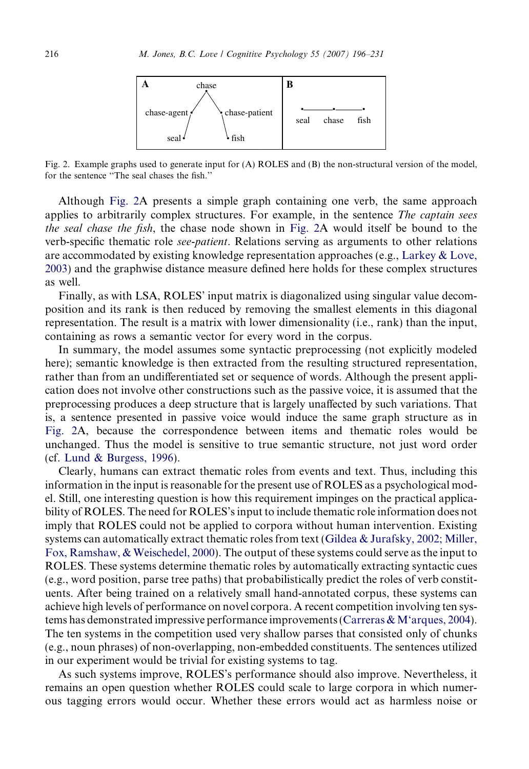Fig. 2. Example graphs used to generate input for (A) ROLES and (B) the non-structural version of the model, for the sentence "The seal chases the fish."

Although Fig. 2A presents a simple graph containing one verb, the same approach applies to arbitrarily complex structures. For example, in the sentence *The captain sees the seal chase the fish*, the chase node shown in Fig. 2A would itself be bound to the verb-specific thematic role *see-patient*. Relations serving as arguments to other relations are accommodated by existing knowledge representation approaches (e.g., Larkey & Love, 2003) and the graphwise distance measure defined here holds for these complex structures as well.

Finally, as with LSA, ROLES' input matrix is diagonalized using singular value decomposition and its rank is then reduced by removing the smallest elements in this diagonal representation. The result is a matrix with lower dimensionality (i.e., rank) than the input, containing as rows a semantic vector for every word in the corpus.

In summary, the model assumes some syntactic preprocessing (not explicitly modeled here); semantic knowledge is then extracted from the resulting structured representation, rather than from an undifferentiated set or sequence of words. Although the present application does not involve other constructions such as the passive voice, it is assumed that the preprocessing produces a deep structure that is largely unaffected by such variations. That is, a sentence presented in passive voice would induce the same graph structure as in Fig. 2A, because the correspondence between items and thematic roles would be unchanged. Thus the model is sensitive to true semantic structure, not just word order (cf. Lund & Burgess, 1996).

Clearly, humans can extract thematic roles from events and text. Thus, including this information in the input is reasonable for the present use of ROLES as a psychological model. Still, one interesting question is how this requirement impinges on the practical applicability of ROLES. The need for ROLES's input to include thematic role information does not imply that ROLES could not be applied to corpora without human intervention. Existing systems can automatically extract thematic roles from text (Gildea & Jurafsky, 2002; Miller, Fox, Ramshaw, & Weischedel, 2000). The output of these systems could serve as the input to ROLES. These systems determine thematic roles by automatically extracting syntactic cues (e.g., word position, parse tree paths) that probabilistically predict the roles of verb constituents. After being trained on a relatively small hand-annotated corpus, these systems can achieve high levels of performance on novel corpora. A recent competition involving ten systems has demonstrated impressive performance improvements (Carreras & M'arques, 2004). The ten systems in the competition used very shallow parses that consisted only of chunks (e.g., noun phrases) of non-overlapping, non-embedded constituents. The sentences utilized in our experiment would be trivial for existing systems to tag.

As such systems improve, ROLES's performance should also improve. Nevertheless, it remains an open question whether ROLES could scale to large corpora in which numerous tagging errors would occur. Whether these errors would act as harmless noise or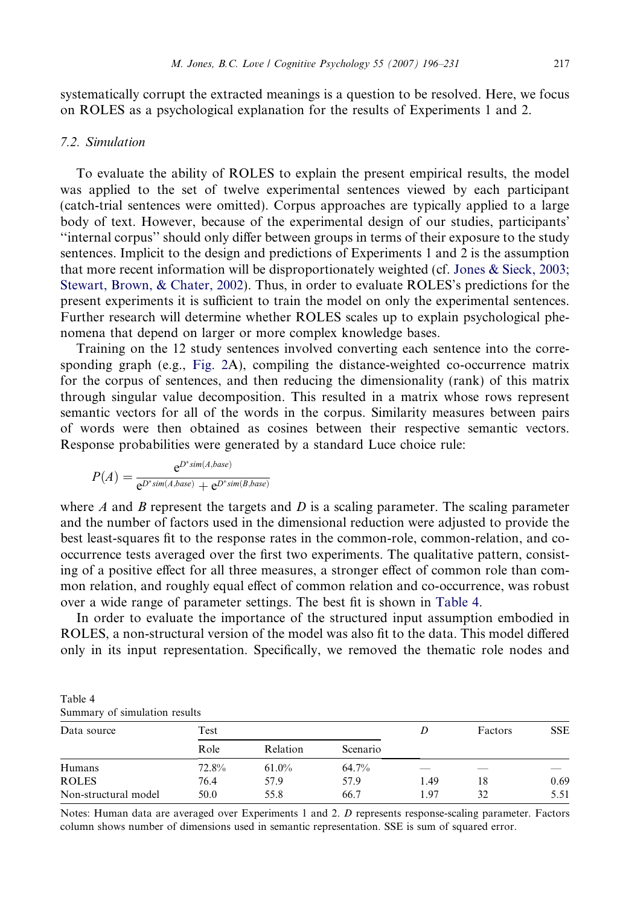systematically corrupt the extracted meanings is a question to be resolved. Here, we focus on ROLES as a psychological explanation for the results of Experiments 1 and 2.

### 7.2. Simulation

To evaluate the ability of ROLES to explain the present empirical results, the model was applied to the set of twelve experimental sentences viewed by each participant (catch-trial sentences were omitted). Corpus approaches are typically applied to a large body of text. However, because of the experimental design of our studies, participants' "internal corpus" should only differ between groups in terms of their exposure to the study sentences. Implicit to the design and predictions of Experiments 1 and 2 is the assumption that more recent information will be disproportionately weighted (cf. Jones & Sieck, 2003; Stewart, Brown, & Chater, 2002). Thus, in order to evaluate ROLES's predictions for the present experiments it is sufficient to train the model on only the experimental sentences. Further research will determine whether ROLES scales up to explain psychological phenomena that depend on larger or more complex knowledge bases.

Training on the 12 study sentences involved converting each sentence into the corresponding graph (e.g., Fig. 2A), compiling the distance-weighted co-occurrence matrix for the corpus of sentences, and then reducing the dimensionality (rank) of this matrix through singular value decomposition. This resulted in a matrix whose rows represent semantic vectors for all of the words in the corpus. Similarity measures between pairs of words were then obtained as cosines between their respective semantic vectors. Response probabilities were generated by a standard Luce choice rule:

$$P(A) = \frac{e^{D^* sim(A,base)}}{e^{D^* sim(A,base)} + e^{D^* sim(B,base)}}$$

where $A$ and $B$ represent the targets and $D$ is a scaling parameter. The scaling parameter and the number of factors used in the dimensional reduction were adjusted to provide the best least-squares fit to the response rates in the common-role, common-relation, and co-occurrence tests averaged over the first two experiments. The qualitative pattern, consisting of a positive effect for all three measures, a stronger effect of common role than common relation, and roughly equal effect of common relation and co-occurrence, was robust over a wide range of parameter settings. The best fit is shown in Table 4.

In order to evaluate the importance of the structured input assumption embodied in ROLES, a non-structural version of the model was also fit to the data. This model differed only in its input representation. Specifically, we removed the thematic role nodes and

Table 4
Summary of simulation results

| Data source | Test | | | $D$ | Factors | SSE |
|---|---|---|---|---|---|---|
| | Role | Relation | Scenario | | | |
| Humans | 72.8% | 61.0% | 64.7% | — | — | — |
| ROLES | 76.4 | 57.9 | 57.9 | 1.49 | 18 | 0.69 |
| Non-structural model | 50.0 | 55.8 | 66.7 | 1.97 | 32 | 5.51 |

Notes: Human data are averaged over Experiments 1 and 2. $D$ represents response-scaling parameter. Factors column shows number of dimensions used in semantic representation. SSE is sum of squared error.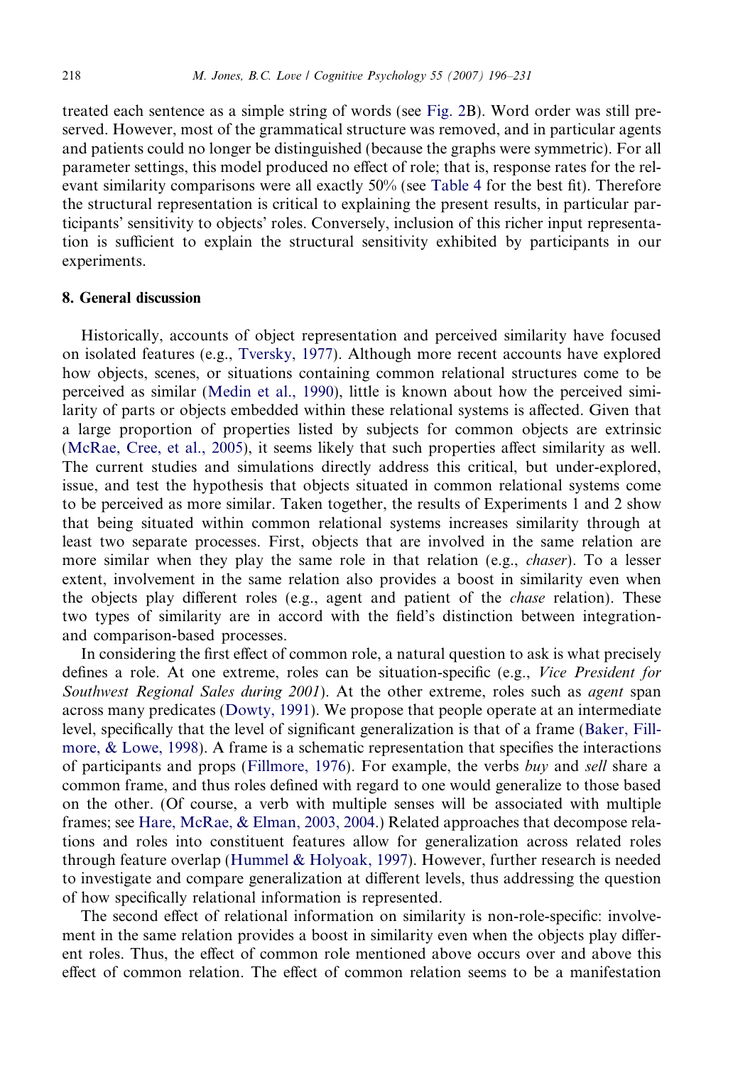treated each sentence as a simple string of words (see Fig. 2B). Word order was still preserved. However, most of the grammatical structure was removed, and in particular agents and patients could no longer be distinguished (because the graphs were symmetric). For all parameter settings, this model produced no effect of role; that is, response rates for the relevant similarity comparisons were all exactly 50% (see Table 4 for the best fit). Therefore the structural representation is critical to explaining the present results, in particular participants' sensitivity to objects' roles. Conversely, inclusion of this richer input representation is sufficient to explain the structural sensitivity exhibited by participants in our experiments.

## 8. General discussion

Historically, accounts of object representation and perceived similarity have focused on isolated features (e.g., Tversky, 1977). Although more recent accounts have explored how objects, scenes, or situations containing common relational structures come to be perceived as similar (Medin et al., 1990), little is known about how the perceived similarity of parts or objects embedded within these relational systems is affected. Given that a large proportion of properties listed by subjects for common objects are extrinsic (McRae, Cree, et al., 2005), it seems likely that such properties affect similarity as well. The current studies and simulations directly address this critical, but under-explored, issue, and test the hypothesis that objects situated in common relational systems come to be perceived as more similar. Taken together, the results of Experiments 1 and 2 show that being situated within common relational systems increases similarity through at least two separate processes. First, objects that are involved in the same relation are more similar when they play the same role in that relation (e.g., *chaser*). To a lesser extent, involvement in the same relation also provides a boost in similarity even when the objects play different roles (e.g., agent and patient of the *chase* relation). These two types of similarity are in accord with the field's distinction between integration- and comparison-based processes.

In considering the first effect of common role, a natural question to ask is what precisely defines a role. At one extreme, roles can be situation-specific (e.g., *Vice President for Southwest Regional Sales during 2001*). At the other extreme, roles such as *agent* span across many predicates (Dowty, 1991). We propose that people operate at an intermediate level, specifically that the level of significant generalization is that of a frame (Baker, Fillmore, & Lowe, 1998). A frame is a schematic representation that specifies the interactions of participants and props (Fillmore, 1976). For example, the verbs *buy* and *sell* share a common frame, and thus roles defined with regard to one would generalize to those based on the other. (Of course, a verb with multiple senses will be associated with multiple frames; see Hare, McRae, & Elman, 2003, 2004.) Related approaches that decompose relations and roles into constituent features allow for generalization across related roles through feature overlap (Hummel & Holyoak, 1997). However, further research is needed to investigate and compare generalization at different levels, thus addressing the question of how specifically relational information is represented.

The second effect of relational information on similarity is non-role-specific: involvement in the same relation provides a boost in similarity even when the objects play different roles. Thus, the effect of common role mentioned above occurs over and above this effect of common relation. The effect of common relation seems to be a manifestation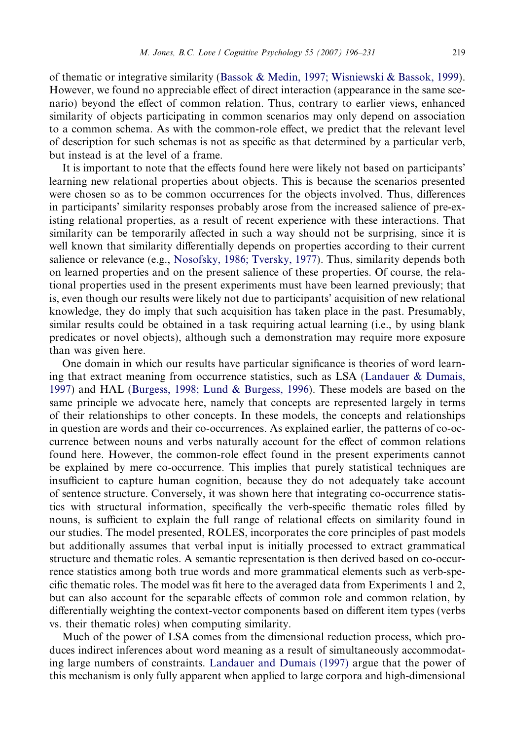of thematic or integrative similarity (Bassok & Medin, 1997; Wisniewski & Bassok, 1999). However, we found no appreciable effect of direct interaction (appearance in the same scenario) beyond the effect of common relation. Thus, contrary to earlier views, enhanced similarity of objects participating in common scenarios may only depend on association to a common schema. As with the common-role effect, we predict that the relevant level of description for such schemas is not as specific as that determined by a particular verb, but instead is at the level of a frame.

It is important to note that the effects found here were likely not based on participants' learning new relational properties about objects. This is because the scenarios presented were chosen so as to be common occurrences for the objects involved. Thus, differences in participants' similarity responses probably arose from the increased salience of pre-existing relational properties, as a result of recent experience with these interactions. That similarity can be temporarily affected in such a way should not be surprising, since it is well known that similarity differentially depends on properties according to their current salience or relevance (e.g., Nosofsky, 1986; Tversky, 1977). Thus, similarity depends both on learned properties and on the present salience of these properties. Of course, the relational properties used in the present experiments must have been learned previously; that is, even though our results were likely not due to participants' acquisition of new relational knowledge, they do imply that such acquisition has taken place in the past. Presumably, similar results could be obtained in a task requiring actual learning (i.e., by using blank predicates or novel objects), although such a demonstration may require more exposure than was given here.

One domain in which our results have particular significance is theories of word learning that extract meaning from occurrence statistics, such as LSA (Landauer & Dumais, 1997) and HAL (Burgess, 1998; Lund & Burgess, 1996). These models are based on the same principle we advocate here, namely that concepts are represented largely in terms of their relationships to other concepts. In these models, the concepts and relationships in question are words and their co-occurrences. As explained earlier, the patterns of co-occurrence between nouns and verbs naturally account for the effect of common relations found here. However, the common-role effect found in the present experiments cannot be explained by mere co-occurrence. This implies that purely statistical techniques are insufficient to capture human cognition, because they do not adequately take account of sentence structure. Conversely, it was shown here that integrating co-occurrence statistics with structural information, specifically the verb-specific thematic roles filled by nouns, is sufficient to explain the full range of relational effects on similarity found in our studies. The model presented, ROLES, incorporates the core principles of past models but additionally assumes that verbal input is initially processed to extract grammatical structure and thematic roles. A semantic representation is then derived based on co-occurrence statistics among both true words and more grammatical elements such as verb-specific thematic roles. The model was fit here to the averaged data from Experiments 1 and 2, but can also account for the separable effects of common role and common relation, by differentially weighting the context-vector components based on different item types (verbs vs. their thematic roles) when computing similarity.

Much of the power of LSA comes from the dimensional reduction process, which produces indirect inferences about word meaning as a result of simultaneously accommodating large numbers of constraints. Landauer and Dumais (1997) argue that the power of this mechanism is only fully apparent when applied to large corpora and high-dimensional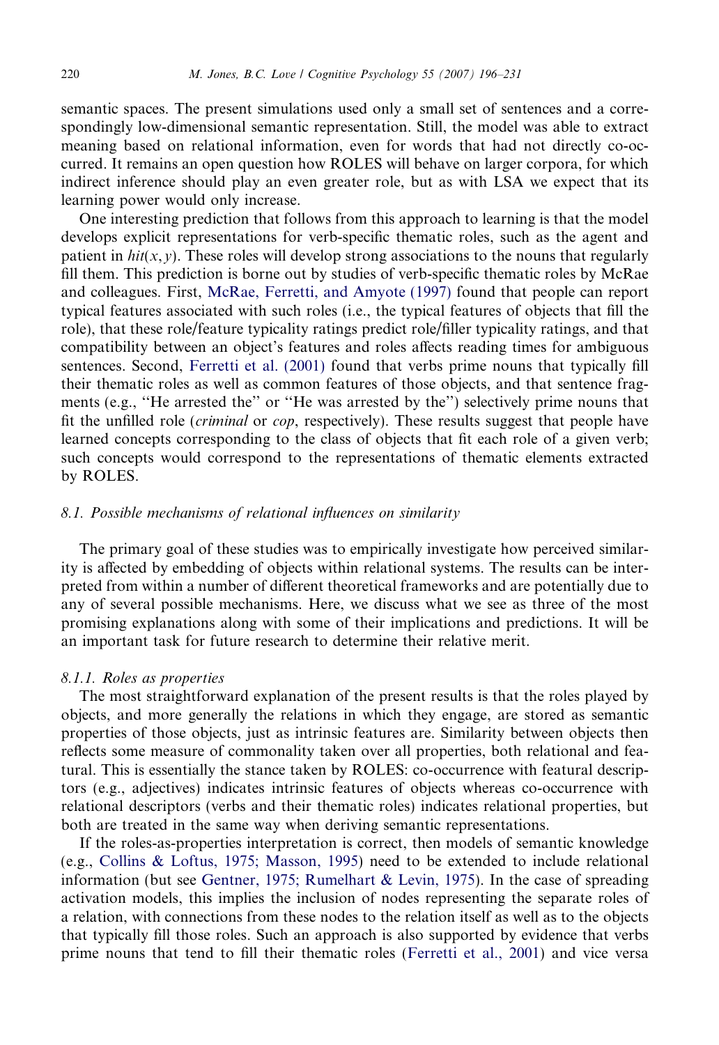semantic spaces. The present simulations used only a small set of sentences and a correspondingly low-dimensional semantic representation. Still, the model was able to extract meaning based on relational information, even for words that had not directly co-occurred. It remains an open question how ROLES will behave on larger corpora, for which indirect inference should play an even greater role, but as with LSA we expect that its learning power would only increase.

One interesting prediction that follows from this approach to learning is that the model develops explicit representations for verb-specific thematic roles, such as the agent and patient in $hit(x, y)$. These roles will develop strong associations to the nouns that regularly fill them. This prediction is borne out by studies of verb-specific thematic roles by McRae and colleagues. First, McRae, Ferretti, and Amyote (1997) found that people can report typical features associated with such roles (i.e., the typical features of objects that fill the role), that these role/feature typicality ratings predict role/filler typicality ratings, and that compatibility between an object's features and roles affects reading times for ambiguous sentences. Second, Ferretti et al. (2001) found that verbs prime nouns that typically fill their thematic roles as well as common features of those objects, and that sentence fragments (e.g., "He arrested the" or "He was arrested by the") selectively prime nouns that fit the unfilled role (*criminal* or *cop*, respectively). These results suggest that people have learned concepts corresponding to the class of objects that fit each role of a given verb; such concepts would correspond to the representations of thematic elements extracted by ROLES.

### 8.1. Possible mechanisms of relational influences on similarity

The primary goal of these studies was to empirically investigate how perceived similarity is affected by embedding of objects within relational systems. The results can be interpreted from within a number of different theoretical frameworks and are potentially due to any of several possible mechanisms. Here, we discuss what we see as three of the most promising explanations along with some of their implications and predictions. It will be an important task for future research to determine their relative merit.

#### 8.1.1. Roles as properties

The most straightforward explanation of the present results is that the roles played by objects, and more generally the relations in which they engage, are stored as semantic properties of those objects, just as intrinsic features are. Similarity between objects then reflects some measure of commonality taken over all properties, both relational and featural. This is essentially the stance taken by ROLES: co-occurrence with featural descriptors (e.g., adjectives) indicates intrinsic features of objects whereas co-occurrence with relational descriptors (verbs and their thematic roles) indicates relational properties, but both are treated in the same way when deriving semantic representations.

If the roles-as-properties interpretation is correct, then models of semantic knowledge (e.g., Collins & Loftus, 1975; Masson, 1995) need to be extended to include relational information (but see Gentner, 1975; Rumelhart & Levin, 1975). In the case of spreading activation models, this implies the inclusion of nodes representing the separate roles of a relation, with connections from these nodes to the relation itself as well as to the objects that typically fill those roles. Such an approach is also supported by evidence that verbs prime nouns that tend to fill their thematic roles (Ferretti et al., 2001) and vice versa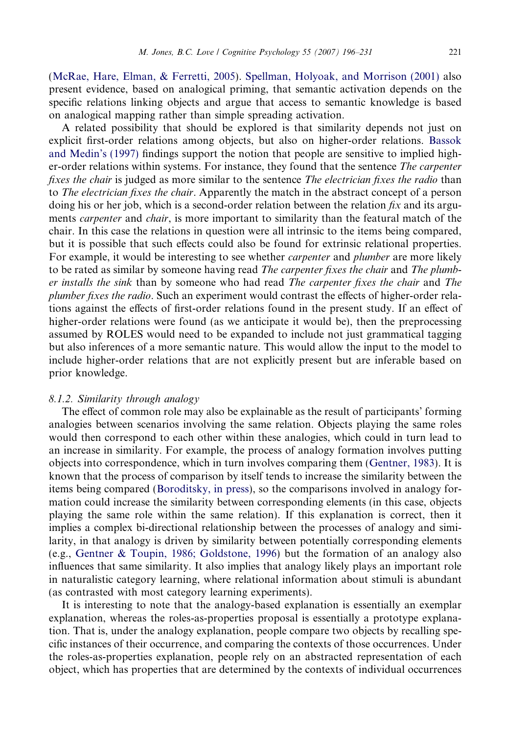(McRae, Hare, Elman, & Ferretti, 2005). Spellman, Holyoak, and Morrison (2001) also present evidence, based on analogical priming, that semantic activation depends on the specific relations linking objects and argue that access to semantic knowledge is based on analogical mapping rather than simple spreading activation.

A related possibility that should be explored is that similarity depends not just on explicit first-order relations among objects, but also on higher-order relations. Bassok and Medin's (1997) findings support the notion that people are sensitive to implied higher-order relations within systems. For instance, they found that the sentence *The carpenter fixes the chair* is judged as more similar to the sentence *The electrician fixes the radio* than to *The electrician fixes the chair*. Apparently the match in the abstract concept of a person doing his or her job, which is a second-order relation between the relation *fix* and its arguments *carpenter* and *chair*, is more important to similarity than the featural match of the chair. In this case the relations in question were all intrinsic to the items being compared, but it is possible that such effects could also be found for extrinsic relational properties. For example, it would be interesting to see whether *carpenter* and *plumber* are more likely to be rated as similar by someone having read *The carpenter fixes the chair* and *The plumber installs the sink* than by someone who had read *The carpenter fixes the chair* and *The plumber fixes the radio*. Such an experiment would contrast the effects of higher-order relations against the effects of first-order relations found in the present study. If an effect of higher-order relations were found (as we anticipate it would be), then the preprocessing assumed by ROLES would need to be expanded to include not just grammatical tagging but also inferences of a more semantic nature. This would allow the input to the model to include higher-order relations that are not explicitly present but are inferable based on prior knowledge.

#### 8.1.2. Similarity through analogy

The effect of common role may also be explainable as the result of participants' forming analogies between scenarios involving the same relation. Objects playing the same roles would then correspond to each other within these analogies, which could in turn lead to an increase in similarity. For example, the process of analogy formation involves putting objects into correspondence, which in turn involves comparing them (Gentner, 1983). It is known that the process of comparison by itself tends to increase the similarity between the items being compared (Boroditsky, in press), so the comparisons involved in analogy formation could increase the similarity between corresponding elements (in this case, objects playing the same role within the same relation). If this explanation is correct, then it implies a complex bi-directional relationship between the processes of analogy and similarity, in that analogy is driven by similarity between potentially corresponding elements (e.g., Gentner & Toupin, 1986; Goldstone, 1996) but the formation of an analogy also influences that same similarity. It also implies that analogy likely plays an important role in naturalistic category learning, where relational information about stimuli is abundant (as contrasted with most category learning experiments).

It is interesting to note that the analogy-based explanation is essentially an exemplar explanation, whereas the roles-as-properties proposal is essentially a prototype explanation. That is, under the analogy explanation, people compare two objects by recalling specific instances of their occurrence, and comparing the contexts of those occurrences. Under the roles-as-properties explanation, people rely on an abstracted representation of each object, which has properties that are determined by the contexts of individual occurrences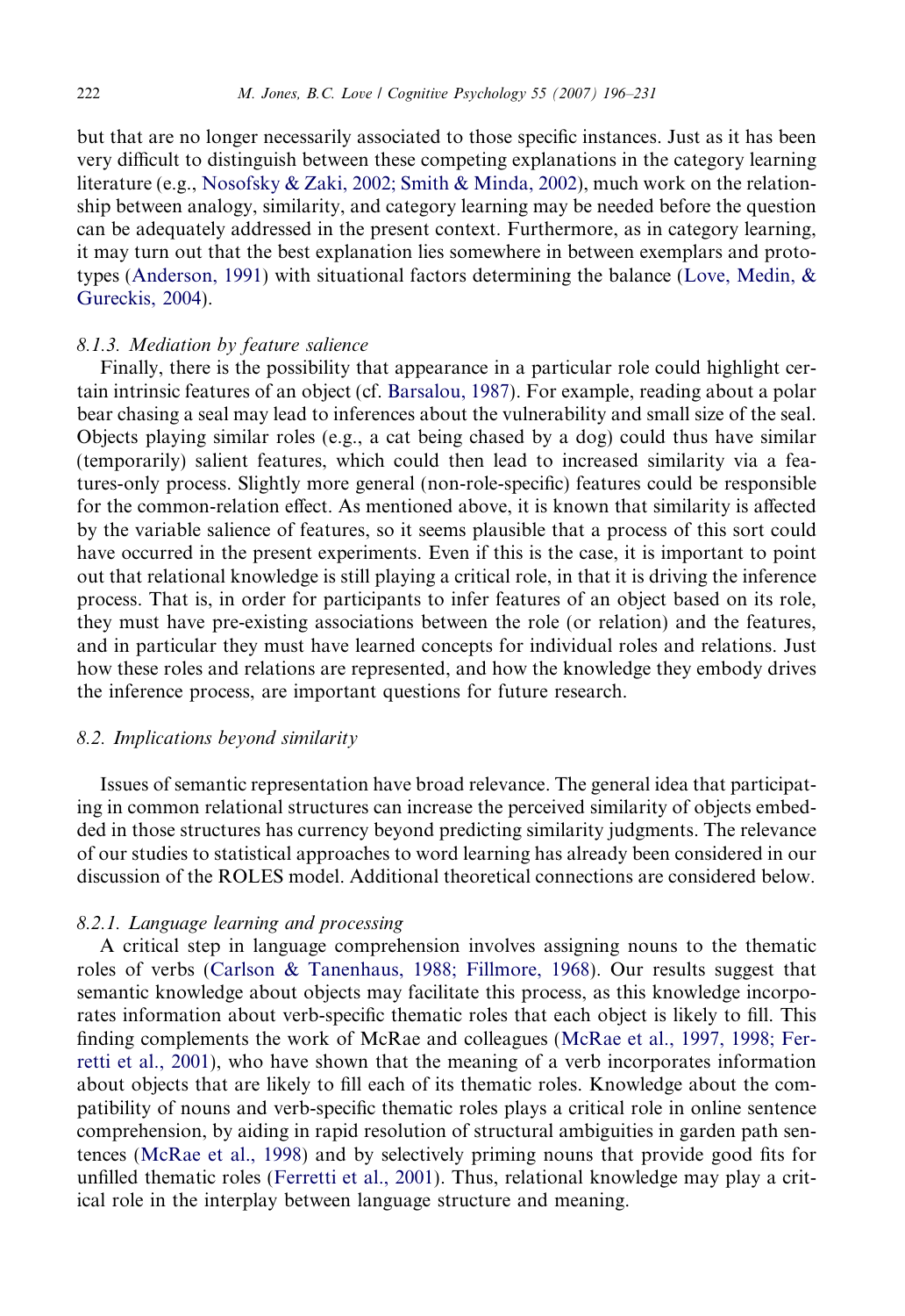but that are no longer necessarily associated to those specific instances. Just as it has been very difficult to distinguish between these competing explanations in the category learning literature (e.g., Nosofsky & Zaki, 2002; Smith & Minda, 2002), much work on the relationship between analogy, similarity, and category learning may be needed before the question can be adequately addressed in the present context. Furthermore, as in category learning, it may turn out that the best explanation lies somewhere in between exemplars and prototypes (Anderson, 1991) with situational factors determining the balance (Love, Medin, & Gureckis, 2004).

#### 8.1.3. Mediation by feature salience

Finally, there is the possibility that appearance in a particular role could highlight certain intrinsic features of an object (cf. Barsalou, 1987). For example, reading about a polar bear chasing a seal may lead to inferences about the vulnerability and small size of the seal. Objects playing similar roles (e.g., a cat being chased by a dog) could thus have similar (temporarily) salient features, which could then lead to increased similarity via a features-only process. Slightly more general (non-role-specific) features could be responsible for the common-relation effect. As mentioned above, it is known that similarity is affected by the variable salience of features, so it seems plausible that a process of this sort could have occurred in the present experiments. Even if this is the case, it is important to point out that relational knowledge is still playing a critical role, in that it is driving the inference process. That is, in order for participants to infer features of an object based on its role, they must have pre-existing associations between the role (or relation) and the features, and in particular they must have learned concepts for individual roles and relations. Just how these roles and relations are represented, and how the knowledge they embody drives the inference process, are important questions for future research.

### 8.2. Implications beyond similarity

Issues of semantic representation have broad relevance. The general idea that participating in common relational structures can increase the perceived similarity of objects embedded in those structures has currency beyond predicting similarity judgments. The relevance of our studies to statistical approaches to word learning has already been considered in our discussion of the ROLES model. Additional theoretical connections are considered below.

#### 8.2.1. Language learning and processing

A critical step in language comprehension involves assigning nouns to the thematic roles of verbs (Carlson & Tanenhaus, 1988; Fillmore, 1968). Our results suggest that semantic knowledge about objects may facilitate this process, as this knowledge incorporates information about verb-specific thematic roles that each object is likely to fill. This finding complements the work of McRae and colleagues (McRae et al., 1997, 1998; Ferretti et al., 2001), who have shown that the meaning of a verb incorporates information about objects that are likely to fill each of its thematic roles. Knowledge about the compatibility of nouns and verb-specific thematic roles plays a critical role in online sentence comprehension, by aiding in rapid resolution of structural ambiguities in garden path sentences (McRae et al., 1998) and by selectively priming nouns that provide good fits for unfilled thematic roles (Ferretti et al., 2001). Thus, relational knowledge may play a critical role in the interplay between language structure and meaning.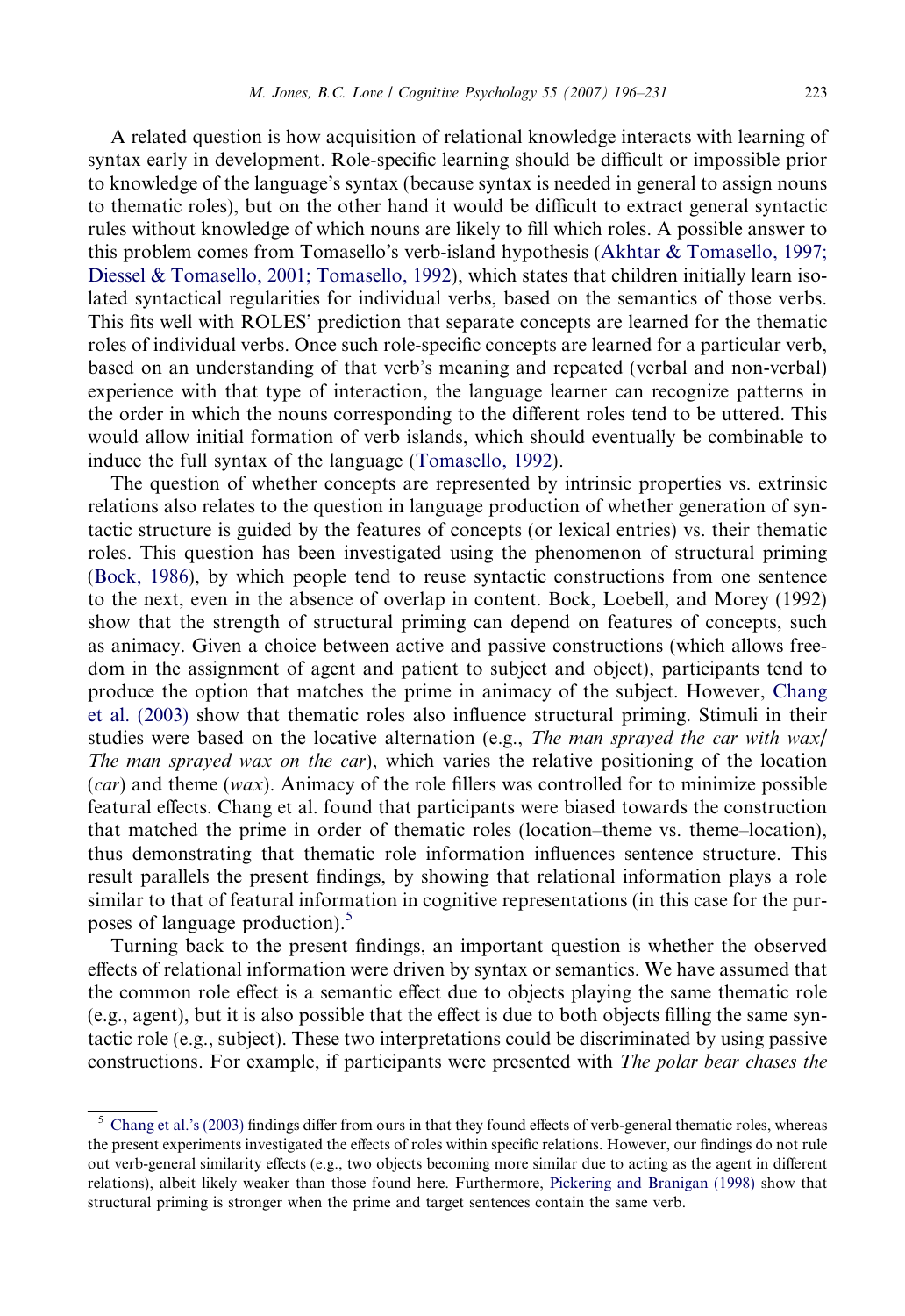A related question is how acquisition of relational knowledge interacts with learning of syntax early in development. Role-specific learning should be difficult or impossible prior to knowledge of the language's syntax (because syntax is needed in general to assign nouns to thematic roles), but on the other hand it would be difficult to extract general syntactic rules without knowledge of which nouns are likely to fill which roles. A possible answer to this problem comes from Tomasello's verb-island hypothesis (Akhtar & Tomasello, 1997; Diessel & Tomasello, 2001; Tomasello, 1992), which states that children initially learn isolated syntactical regularities for individual verbs, based on the semantics of those verbs. This fits well with ROLES' prediction that separate concepts are learned for the thematic roles of individual verbs. Once such role-specific concepts are learned for a particular verb, based on an understanding of that verb's meaning and repeated (verbal and non-verbal) experience with that type of interaction, the language learner can recognize patterns in the order in which the nouns corresponding to the different roles tend to be uttered. This would allow initial formation of verb islands, which should eventually be combinable to induce the full syntax of the language (Tomasello, 1992).

The question of whether concepts are represented by intrinsic properties vs. extrinsic relations also relates to the question in language production of whether generation of syntactic structure is guided by the features of concepts (or lexical entries) vs. their thematic roles. This question has been investigated using the phenomenon of structural priming (Bock, 1986), by which people tend to reuse syntactic constructions from one sentence to the next, even in the absence of overlap in content. Bock, Loebell, and Morey (1992) show that the strength of structural priming can depend on features of concepts, such as animacy. Given a choice between active and passive constructions (which allows freedom in the assignment of agent and patient to subject and object), participants tend to produce the option that matches the prime in animacy of the subject. However, Chang et al. (2003) show that thematic roles also influence structural priming. Stimuli in their studies were based on the locative alternation (e.g., *The man sprayed the car with wax*/*The man sprayed wax on the car*), which varies the relative positioning of the location (*car*) and theme (*wax*). Animacy of the role fillers was controlled for to minimize possible featural effects. Chang et al. found that participants were biased towards the construction that matched the prime in order of thematic roles (location–theme vs. theme–location), thus demonstrating that thematic role information influences sentence structure. This result parallels the present findings, by showing that relational information plays a role similar to that of featural information in cognitive representations (in this case for the purposes of language production).[5]

Turning back to the present findings, an important question is whether the observed effects of relational information were driven by syntax or semantics. We have assumed that the common role effect is a semantic effect due to objects playing the same thematic role (e.g., agent), but it is also possible that the effect is due to both objects filling the same syntactic role (e.g., subject). These two interpretations could be discriminated by using passive constructions. For example, if participants were presented with *The polar bear chases the*

[5] Chang et al.'s (2003) findings differ from ours in that they found effects of verb-general thematic roles, whereas the present experiments investigated the effects of roles within specific relations. However, our findings do not rule out verb-general similarity effects (e.g., two objects becoming more similar due to acting as the agent in different relations), albeit likely weaker than those found here. Furthermore, Pickering and Branigan (1998) show that structural priming is stronger when the prime and target sentences contain the same verb.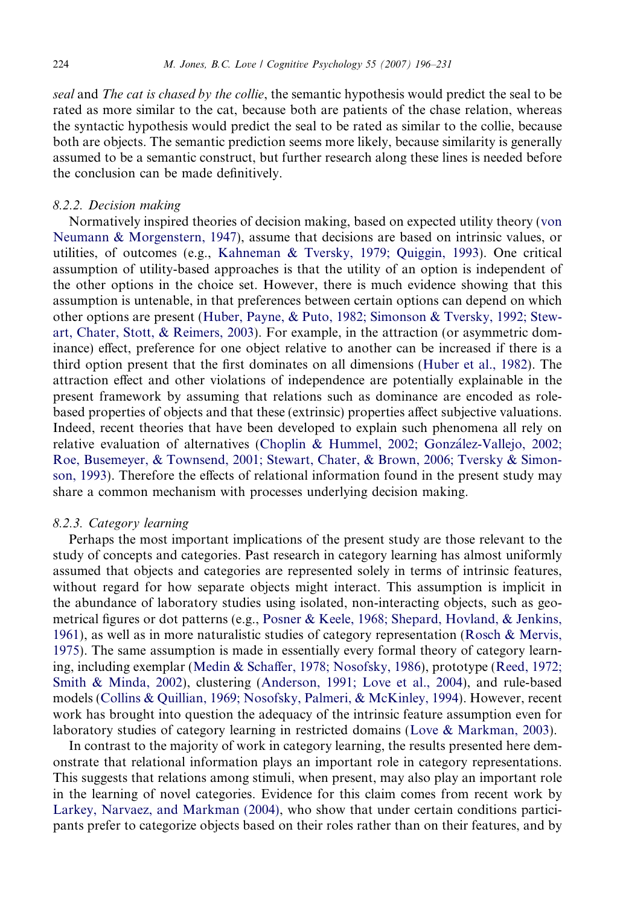*seal* and *The cat is chased by the collie*, the semantic hypothesis would predict the seal to be rated as more similar to the cat, because both are patients of the chase relation, whereas the syntactic hypothesis would predict the seal to be rated as similar to the collie, because both are objects. The semantic prediction seems more likely, because similarity is generally assumed to be a semantic construct, but further research along these lines is needed before the conclusion can be made definitively.

#### 8.2.2. Decision making

Normatively inspired theories of decision making, based on expected utility theory (von Neumann & Morgenstern, 1947), assume that decisions are based on intrinsic values, or utilities, of outcomes (e.g., Kahneman & Tversky, 1979; Quiggin, 1993). One critical assumption of utility-based approaches is that the utility of an option is independent of the other options in the choice set. However, there is much evidence showing that this assumption is untenable, in that preferences between certain options can depend on which other options are present (Huber, Payne, & Puto, 1982; Simonson & Tversky, 1992; Stewart, Chater, Stott, & Reimers, 2003). For example, in the attraction (or asymmetric dominance) effect, preference for one object relative to another can be increased if there is a third option present that the first dominates on all dimensions (Huber et al., 1982). The attraction effect and other violations of independence are potentially explainable in the present framework by assuming that relations such as dominance are encoded as role-based properties of objects and that these (extrinsic) properties affect subjective valuations. Indeed, recent theories that have been developed to explain such phenomena all rely on relative evaluation of alternatives (Choplin & Hummel, 2002; González-Vallejo, 2002; Roe, Busemeyer, & Townsend, 2001; Stewart, Chater, & Brown, 2006; Tversky & Simonson, 1993). Therefore the effects of relational information found in the present study may share a common mechanism with processes underlying decision making.

#### 8.2.3. Category learning

Perhaps the most important implications of the present study are those relevant to the study of concepts and categories. Past research in category learning has almost uniformly assumed that objects and categories are represented solely in terms of intrinsic features, without regard for how separate objects might interact. This assumption is implicit in the abundance of laboratory studies using isolated, non-interacting objects, such as geometrical figures or dot patterns (e.g., Posner & Keele, 1968; Shepard, Hovland, & Jenkins, 1961), as well as in more naturalistic studies of category representation (Rosch & Mervis, 1975). The same assumption is made in essentially every formal theory of category learning, including exemplar (Medin & Schaffer, 1978; Nosofsky, 1986), prototype (Reed, 1972; Smith & Minda, 2002), clustering (Anderson, 1991; Love et al., 2004), and rule-based models (Collins & Quillian, 1969; Nosofsky, Palmeri, & McKinley, 1994). However, recent work has brought into question the adequacy of the intrinsic feature assumption even for laboratory studies of category learning in restricted domains (Love & Markman, 2003).

In contrast to the majority of work in category learning, the results presented here demonstrate that relational information plays an important role in category representations. This suggests that relations among stimuli, when present, may also play an important role in the learning of novel categories. Evidence for this claim comes from recent work by Larkey, Narvaez, and Markman (2004), who show that under certain conditions participants prefer to categorize objects based on their roles rather than on their features, and by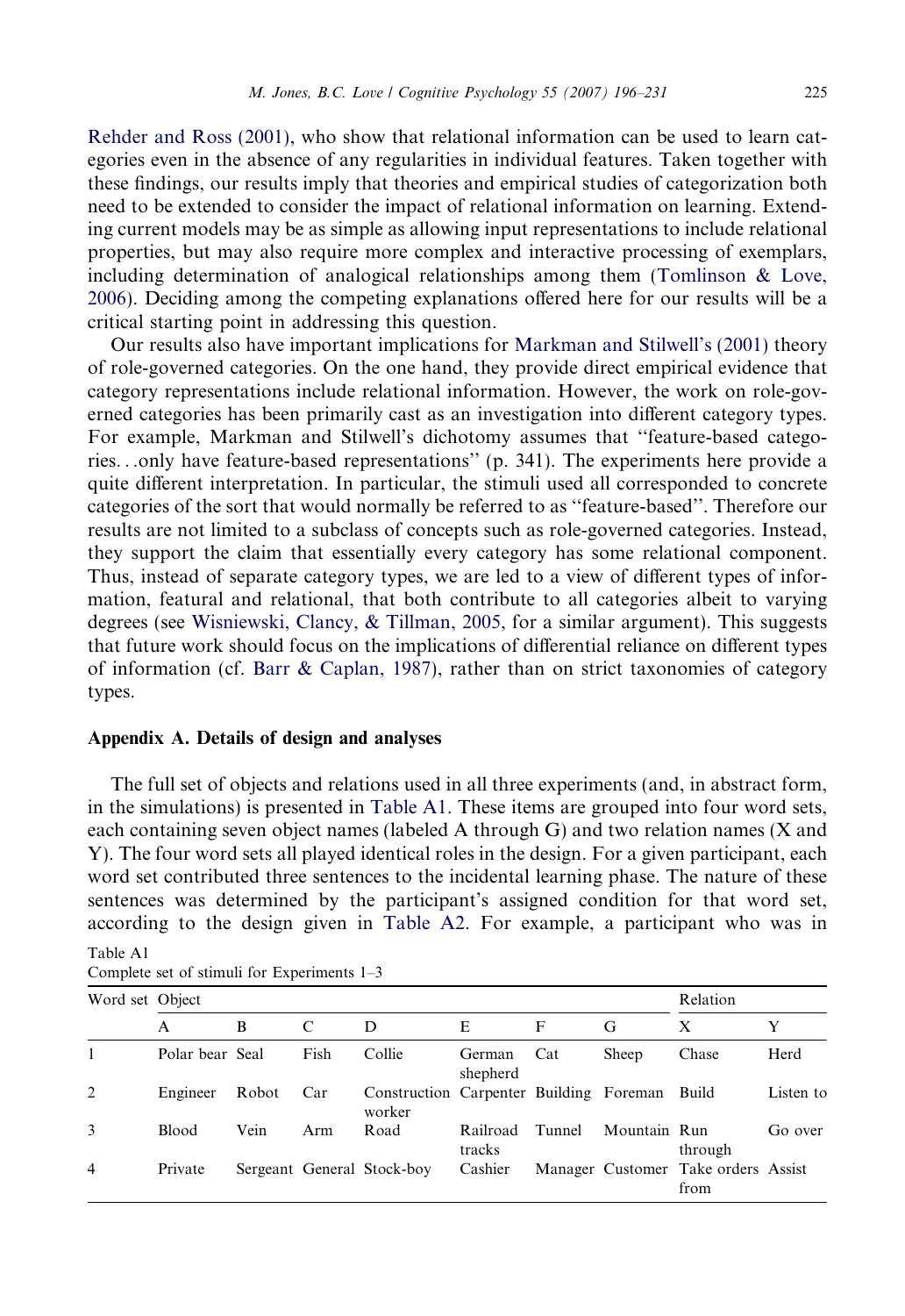Rehder and Ross (2001), who show that relational information can be used to learn categories even in the absence of any regularities in individual features. Taken together with these findings, our results imply that theories and empirical studies of categorization both need to be extended to consider the impact of relational information on learning. Extending current models may be as simple as allowing input representations to include relational properties, but may also require more complex and interactive processing of exemplars, including determination of analogical relationships among them (Tomlinson & Love, 2006). Deciding among the competing explanations offered here for our results will be a critical starting point in addressing this question.

Our results also have important implications for Markman and Stilwell's (2001) theory of role-governed categories. On the one hand, they provide direct empirical evidence that category representations include relational information. However, the work on role-governed categories has been primarily cast as an investigation into different category types. For example, Markman and Stilwell's dichotomy assumes that "feature-based categories...only have feature-based representations" (p. 341). The experiments here provide a quite different interpretation. In particular, the stimuli used all corresponded to concrete categories of the sort that would normally be referred to as "feature-based". Therefore our results are not limited to a subclass of concepts such as role-governed categories. Instead, they support the claim that essentially every category has some relational component. Thus, instead of separate category types, we are led to a view of different types of information, featural and relational, that both contribute to all categories albeit to varying degrees (see Wisniewski, Clancy, & Tillman, 2005, for a similar argument). This suggests that future work should focus on the implications of differential reliance on different types of information (cf. Barr & Caplan, 1987), rather than on strict taxonomies of category types.

## Appendix A. Details of design and analyses

The full set of objects and relations used in all three experiments (and, in abstract form, in the simulations) is presented in Table A1. These items are grouped into four word sets, each containing seven object names (labeled A through G) and two relation names (X and Y). The four word sets all played identical roles in the design. For a given participant, each word set contributed three sentences to the incidental learning phase. The nature of these sentences was determined by the participant's assigned condition for that word set, according to the design given in Table A2. For example, a participant who was in

Table A1
Complete set of stimuli for Experiments 1–3

| Word set | Object | | | | | | | Relation | |
|---|---|---|---|---|---|---|---|---|---|
| | A | B | C | D | E | F | G | X | Y |
| 1 | Polar bear | Seal | Fish | Collie | German shepherd | Cat | Sheep | Chase | Herd |
| 2 | Engineer | Robot | Car | Construction worker | Carpenter | Building | Foreman | Build | Listen to |
| 3 | Blood | Vein | Arm | Road | Railroad tracks | Tunnel | Mountain | Run through | Go over |
| 4 | Private | Sergeant | General | Stock-boy | Cashier | Manager | Customer | Take orders from | Assist |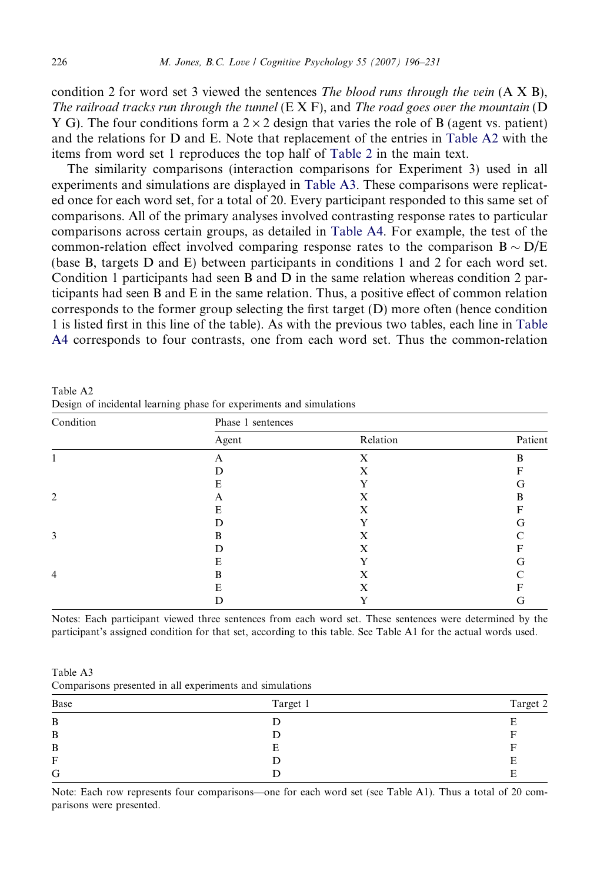condition 2 for word set 3 viewed the sentences *The blood runs through the vein* (A X B), *The railroad tracks run through the tunnel* (E X F), and *The road goes over the mountain* (D Y G). The four conditions form a $2 \times 2$ design that varies the role of B (agent vs. patient) and the relations for D and E. Note that replacement of the entries in Table A2 with the items from word set 1 reproduces the top half of Table 2 in the main text.

The similarity comparisons (interaction comparisons for Experiment 3) used in all experiments and simulations are displayed in Table A3. These comparisons were replicated once for each word set, for a total of 20. Every participant responded to this same set of comparisons. All of the primary analyses involved contrasting response rates to particular comparisons across certain groups, as detailed in Table A4. For example, the test of the common-relation effect involved comparing response rates to the comparison $B \sim D/E$ (base B, targets D and E) between participants in conditions 1 and 2 for each word set. Condition 1 participants had seen B and D in the same relation whereas condition 2 participants had seen B and E in the same relation. Thus, a positive effect of common relation corresponds to the former group selecting the first target (D) more often (hence condition 1 is listed first in this line of the table). As with the previous two tables, each line in Table A4 corresponds to four contrasts, one from each word set. Thus the common-relation

Table A2
Design of incidental learning phase for experiments and simulations

| Condition | Phase 1 sentences | | |
|---|---|---|---|
| | Agent | Relation | Patient |
| 1 | A | X | B |
| | D | X | F |
| | E | Y | G |
| 2 | A | X | B |
| | E | X | F |
| | D | Y | G |
| 3 | B | X | C |
| | D | X | F |
| | E | Y | G |
| 4 | B | X | C |
| | E | X | F |
| | D | Y | G |

Notes: Each participant viewed three sentences from each word set. These sentences were determined by the participant's assigned condition for that set, according to this table. See Table A1 for the actual words used.

Table A3
Comparisons presented in all experiments and simulations

| Base | Target 1 | Target 2 |
|---|---|---|
| B | D | E |
| B | D | F |
| B | E | F |
| F | D | E |
| G | D | E |

Note: Each row represents four comparisons—one for each word set (see Table A1). Thus a total of 20 comparisons were presented.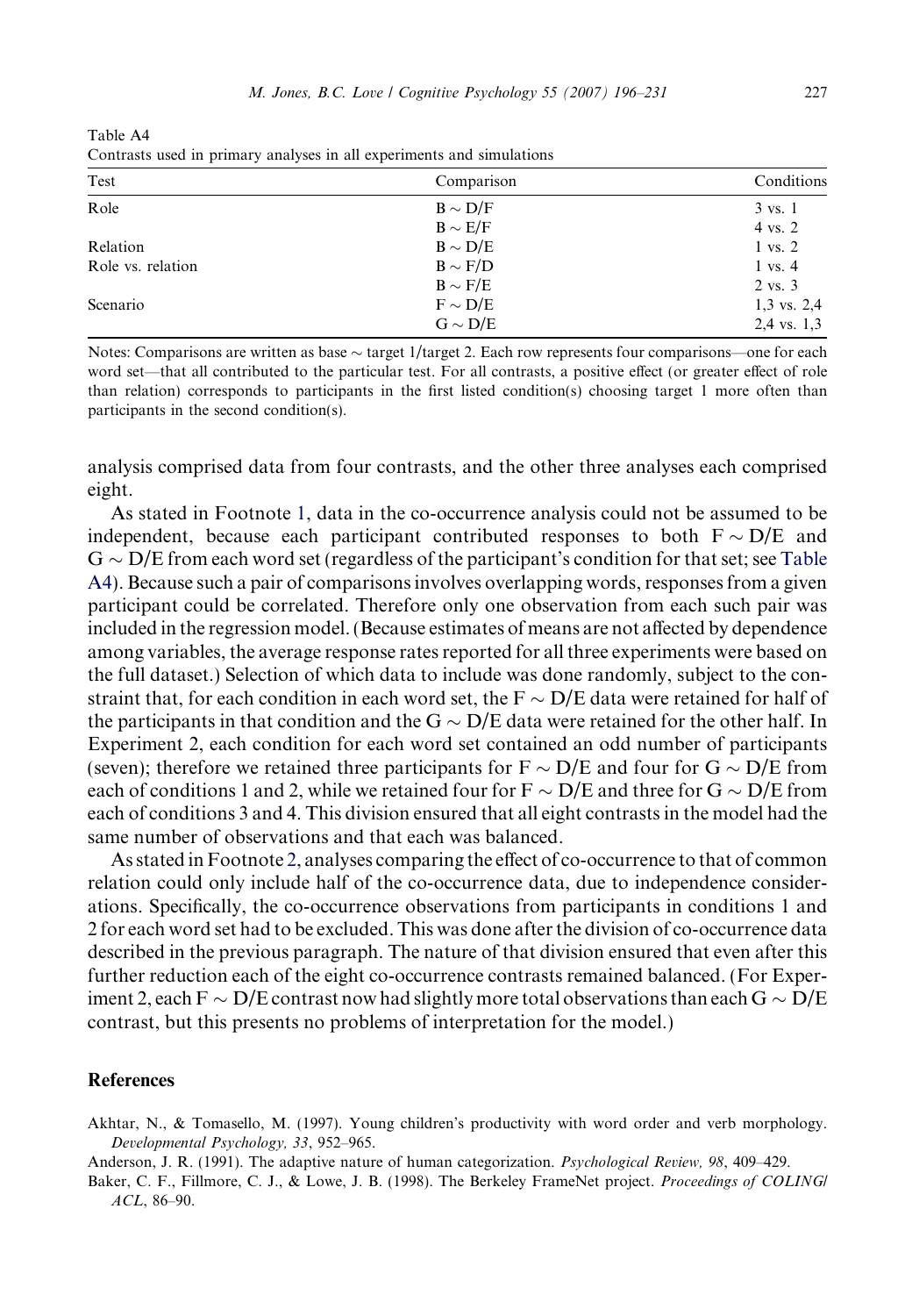Table A4
Contrasts used in primary analyses in all experiments and simulations

| Test | Comparison | Conditions |
|---|---|---|
| Role | $B \sim D/F$ | 3 vs. 1 |
| | $B \sim E/F$ | 4 vs. 2 |
| Relation | $B \sim D/E$ | 1 vs. 2 |
| Role vs. relation | $B \sim F/D$ | 1 vs. 4 |
| | $B \sim F/E$ | 2 vs. 3 |
| Scenario | $F \sim D/E$ | 1,3 vs. 2,4 |
| | $G \sim D/E$ | 2,4 vs. 1,3 |

Notes: Comparisons are written as base ~ target 1/target 2. Each row represents four comparisons—one for each word set—that all contributed to the particular test. For all contrasts, a positive effect (or greater effect of role than relation) corresponds to participants in the first listed condition(s) choosing target 1 more often than participants in the second condition(s).

analysis comprised data from four contrasts, and the other three analyses each comprised eight.

As stated in Footnote 1, data in the co-occurrence analysis could not be assumed to be independent, because each participant contributed responses to both $F \sim D/E$ and $G \sim D/E$ from each word set (regardless of the participant's condition for that set; see Table A4). Because such a pair of comparisons involves overlapping words, responses from a given participant could be correlated. Therefore only one observation from each such pair was included in the regression model. (Because estimates of means are not affected by dependence among variables, the average response rates reported for all three experiments were based on the full dataset.) Selection of which data to include was done randomly, subject to the constraint that, for each condition in each word set, the $F \sim D/E$ data were retained for half of the participants in that condition and the $G \sim D/E$ data were retained for the other half. In Experiment 2, each condition for each word set contained an odd number of participants (seven); therefore we retained three participants for $F \sim D/E$ and four for $G \sim D/E$ from each of conditions 1 and 2, while we retained four for $F \sim D/E$ and three for $G \sim D/E$ from each of conditions 3 and 4. This division ensured that all eight contrasts in the model had the same number of observations and that each was balanced.

As stated in Footnote 2, analyses comparing the effect of co-occurrence to that of common relation could only include half of the co-occurrence data, due to independence considerations. Specifically, the co-occurrence observations from participants in conditions 1 and 2 for each word set had to be excluded. This was done after the division of co-occurrence data described in the previous paragraph. The nature of that division ensured that even after this further reduction each of the eight co-occurrence contrasts remained balanced. (For Experiment 2, each $F \sim D/E$ contrast now had slightly more total observations than each $G \sim D/E$ contrast, but this presents no problems of interpretation for the model.)

## References

Akhtar, N., & Tomasello, M. (1997). Young children's productivity with word order and verb morphology. *Developmental Psychology, 33*, 952–965.

Anderson, J. R. (1991). The adaptive nature of human categorization. *Psychological Review, 98*, 409–429.

Baker, C. F., Fillmore, C. J., & Lowe, J. B. (1998). The Berkeley FrameNet project. *Proceedings of COLING/ACL*, 86–90.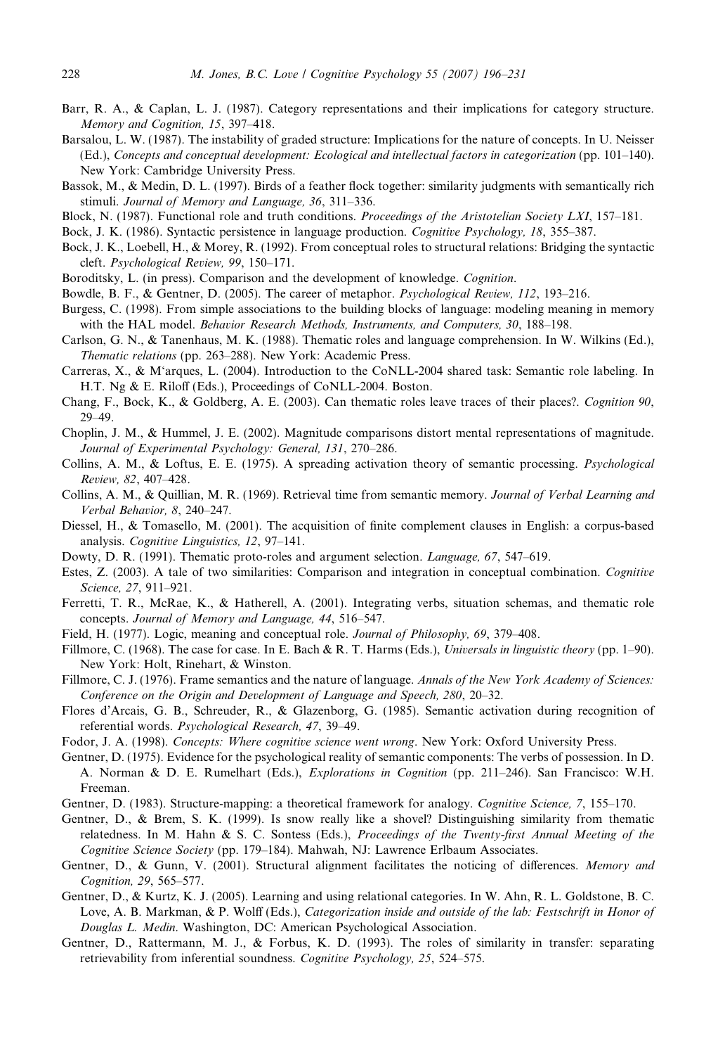Barr, R. A., & Caplan, L. J. (1987). Category representations and their implications for category structure. *Memory and Cognition, 15*, 397–418.

Barsalou, L. W. (1987). The instability of graded structure: Implications for the nature of concepts. In U. Neisser (Ed.), *Concepts and conceptual development: Ecological and intellectual factors in categorization* (pp. 101–140). New York: Cambridge University Press.

Bassok, M., & Medin, D. L. (1997). Birds of a feather flock together: similarity judgments with semantically rich stimuli. *Journal of Memory and Language, 36*, 311–336.

Block, N. (1987). Functional role and truth conditions. *Proceedings of the Aristotelian Society LXI*, 157–181.

Bock, J. K. (1986). Syntactic persistence in language production. *Cognitive Psychology, 18*, 355–387.

Bock, J. K., Loebell, H., & Morey, R. (1992). From conceptual roles to structural relations: Bridging the syntactic cleft. *Psychological Review, 99*, 150–171.

Boroditsky, L. (in press). Comparison and the development of knowledge. *Cognition*.

Bowdle, B. F., & Gentner, D. (2005). The career of metaphor. *Psychological Review, 112*, 193–216.

Burgess, C. (1998). From simple associations to the building blocks of language: modeling meaning in memory with the HAL model. *Behavior Research Methods, Instruments, and Computers, 30*, 188–198.

Carlson, G. N., & Tanenhaus, M. K. (1988). Thematic roles and language comprehension. In W. Wilkins (Ed.), *Thematic relations* (pp. 263–288). New York: Academic Press.

Carreras, X., & M'arques, L. (2004). Introduction to the CoNLL-2004 shared task: Semantic role labeling. In H.T. Ng & E. Riloff (Eds.), Proceedings of CoNLL-2004. Boston.

Chang, F., Bock, K., & Goldberg, A. E. (2003). Can thematic roles leave traces of their places?. *Cognition 90*, 29–49.

Choplin, J. M., & Hummel, J. E. (2002). Magnitude comparisons distort mental representations of magnitude. *Journal of Experimental Psychology: General, 131*, 270–286.

Collins, A. M., & Loftus, E. E. (1975). A spreading activation theory of semantic processing. *Psychological Review, 82*, 407–428.

Collins, A. M., & Quillian, M. R. (1969). Retrieval time from semantic memory. *Journal of Verbal Learning and Verbal Behavior, 8*, 240–247.

Diessel, H., & Tomasello, M. (2001). The acquisition of finite complement clauses in English: a corpus-based analysis. *Cognitive Linguistics, 12*, 97–141.

Dowty, D. R. (1991). Thematic proto-roles and argument selection. *Language, 67*, 547–619.

Estes, Z. (2003). A tale of two similarities: Comparison and integration in conceptual combination. *Cognitive Science, 27*, 911–921.

Ferretti, T. R., McRae, K., & Hatherell, A. (2001). Integrating verbs, situation schemas, and thematic role concepts. *Journal of Memory and Language, 44*, 516–547.

Field, H. (1977). Logic, meaning and conceptual role. *Journal of Philosophy, 69*, 379–408.

Fillmore, C. (1968). The case for case. In E. Bach & R. T. Harms (Eds.), *Universals in linguistic theory* (pp. 1–90). New York: Holt, Rinehart, & Winston.

Fillmore, C. J. (1976). Frame semantics and the nature of language. *Annals of the New York Academy of Sciences: Conference on the Origin and Development of Language and Speech, 280*, 20–32.

Flores d'Arcais, G. B., Schreuder, R., & Glazenborg, G. (1985). Semantic activation during recognition of referential words. *Psychological Research, 47*, 39–49.

Fodor, J. A. (1998). *Concepts: Where cognitive science went wrong*. New York: Oxford University Press.

Gentner, D. (1975). Evidence for the psychological reality of semantic components: The verbs of possession. In D. A. Norman & D. E. Rumelhart (Eds.), *Explorations in Cognition* (pp. 211–246). San Francisco: W.H. Freeman.

Gentner, D. (1983). Structure-mapping: a theoretical framework for analogy. *Cognitive Science, 7*, 155–170.

Gentner, D., & Brem, S. K. (1999). Is snow really like a shovel? Distinguishing similarity from thematic relatedness. In M. Hahn & S. C. Sontess (Eds.), *Proceedings of the Twenty-first Annual Meeting of the Cognitive Science Society* (pp. 179–184). Mahwah, NJ: Lawrence Erlbaum Associates.

Gentner, D., & Gunn, V. (2001). Structural alignment facilitates the noticing of differences. *Memory and Cognition, 29*, 565–577.

Gentner, D., & Kurtz, K. J. (2005). Learning and using relational categories. In W. Ahn, R. L. Goldstone, B. C. Love, A. B. Markman, & P. Wolff (Eds.), *Categorization inside and outside of the lab: Festschrift in Honor of Douglas L. Medin*. Washington, DC: American Psychological Association.

Gentner, D., Rattermann, M. J., & Forbus, K. D. (1993). The roles of similarity in transfer: separating retrievability from inferential soundness. *Cognitive Psychology, 25*, 524–575.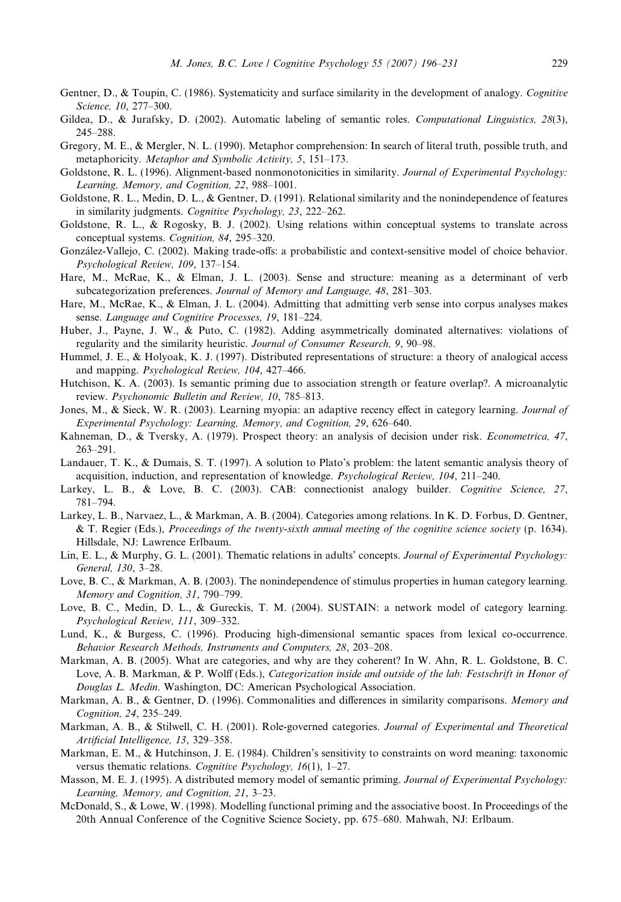Gentner, D., & Toupin, C. (1986). Systematicity and surface similarity in the development of analogy. *Cognitive Science, 10*, 277–300.

Gildea, D., & Jurafsky, D. (2002). Automatic labeling of semantic roles. *Computational Linguistics, 28*(3), 245–288.

Gregory, M. E., & Mergler, N. L. (1990). Metaphor comprehension: In search of literal truth, possible truth, and metaphoricity. *Metaphor and Symbolic Activity, 5*, 151–173.

Goldstone, R. L. (1996). Alignment-based nonmonotonicities in similarity. *Journal of Experimental Psychology: Learning, Memory, and Cognition, 22*, 988–1001.

Goldstone, R. L., Medin, D. L., & Gentner, D. (1991). Relational similarity and the nonindependence of features in similarity judgments. *Cognitive Psychology, 23*, 222–262.

Goldstone, R. L., & Rogosky, B. J. (2002). Using relations within conceptual systems to translate across conceptual systems. *Cognition, 84*, 295–320.

González-Vallejo, C. (2002). Making trade-offs: a probabilistic and context-sensitive model of choice behavior. *Psychological Review, 109*, 137–154.

Hare, M., McRae, K., & Elman, J. L. (2003). Sense and structure: meaning as a determinant of verb subcategorization preferences. *Journal of Memory and Language, 48*, 281–303.

Hare, M., McRae, K., & Elman, J. L. (2004). Admitting that admitting verb sense into corpus analyses makes sense. *Language and Cognitive Processes, 19*, 181–224.

Huber, J., Payne, J. W., & Puto, C. (1982). Adding asymmetrically dominated alternatives: violations of regularity and the similarity heuristic. *Journal of Consumer Research, 9*, 90–98.

Hummel, J. E., & Holyoak, K. J. (1997). Distributed representations of structure: a theory of analogical access and mapping. *Psychological Review, 104*, 427–466.

Hutchison, K. A. (2003). Is semantic priming due to association strength or feature overlap?. A microanalytic review. *Psychonomic Bulletin and Review, 10*, 785–813.

Jones, M., & Sieck, W. R. (2003). Learning myopia: an adaptive recency effect in category learning. *Journal of Experimental Psychology: Learning, Memory, and Cognition, 29*, 626–640.

Kahneman, D., & Tversky, A. (1979). Prospect theory: an analysis of decision under risk. *Econometrica, 47*, 263–291.

Landauer, T. K., & Dumais, S. T. (1997). A solution to Plato's problem: the latent semantic analysis theory of acquisition, induction, and representation of knowledge. *Psychological Review, 104*, 211–240.

Larkey, L. B., & Love, B. C. (2003). CAB: connectionist analogy builder. *Cognitive Science, 27*, 781–794.

Larkey, L. B., Narvaez, L., & Markman, A. B. (2004). Categories among relations. In K. D. Forbus, D. Gentner, & T. Regier (Eds.), *Proceedings of the twenty-sixth annual meeting of the cognitive science society* (p. 1634). Hillsdale, NJ: Lawrence Erlbaum.

Lin, E. L., & Murphy, G. L. (2001). Thematic relations in adults' concepts. *Journal of Experimental Psychology: General, 130*, 3–28.

Love, B. C., & Markman, A. B. (2003). The nonindependence of stimulus properties in human category learning. *Memory and Cognition, 31*, 790–799.

Love, B. C., Medin, D. L., & Gureckis, T. M. (2004). SUSTAIN: a network model of category learning. *Psychological Review, 111*, 309–332.

Lund, K., & Burgess, C. (1996). Producing high-dimensional semantic spaces from lexical co-occurrence. *Behavior Research Methods, Instruments and Computers, 28*, 203–208.

Markman, A. B. (2005). What are categories, and why are they coherent? In W. Ahn, R. L. Goldstone, B. C. Love, A. B. Markman, & P. Wolff (Eds.), *Categorization inside and outside of the lab: Festschrift in Honor of Douglas L. Medin*. Washington, DC: American Psychological Association.

Markman, A. B., & Gentner, D. (1996). Commonalities and differences in similarity comparisons. *Memory and Cognition, 24*, 235–249.

Markman, A. B., & Stilwell, C. H. (2001). Role-governed categories. *Journal of Experimental and Theoretical Artificial Intelligence, 13*, 329–358.

Markman, E. M., & Hutchinson, J. E. (1984). Children's sensitivity to constraints on word meaning: taxonomic versus thematic relations. *Cognitive Psychology, 16*(1), 1–27.

Masson, M. E. J. (1995). A distributed memory model of semantic priming. *Journal of Experimental Psychology: Learning, Memory, and Cognition, 21*, 3–23.

McDonald, S., & Lowe, W. (1998). Modelling functional priming and the associative boost. In Proceedings of the 20th Annual Conference of the Cognitive Science Society, pp. 675–680. Mahwah, NJ: Erlbaum.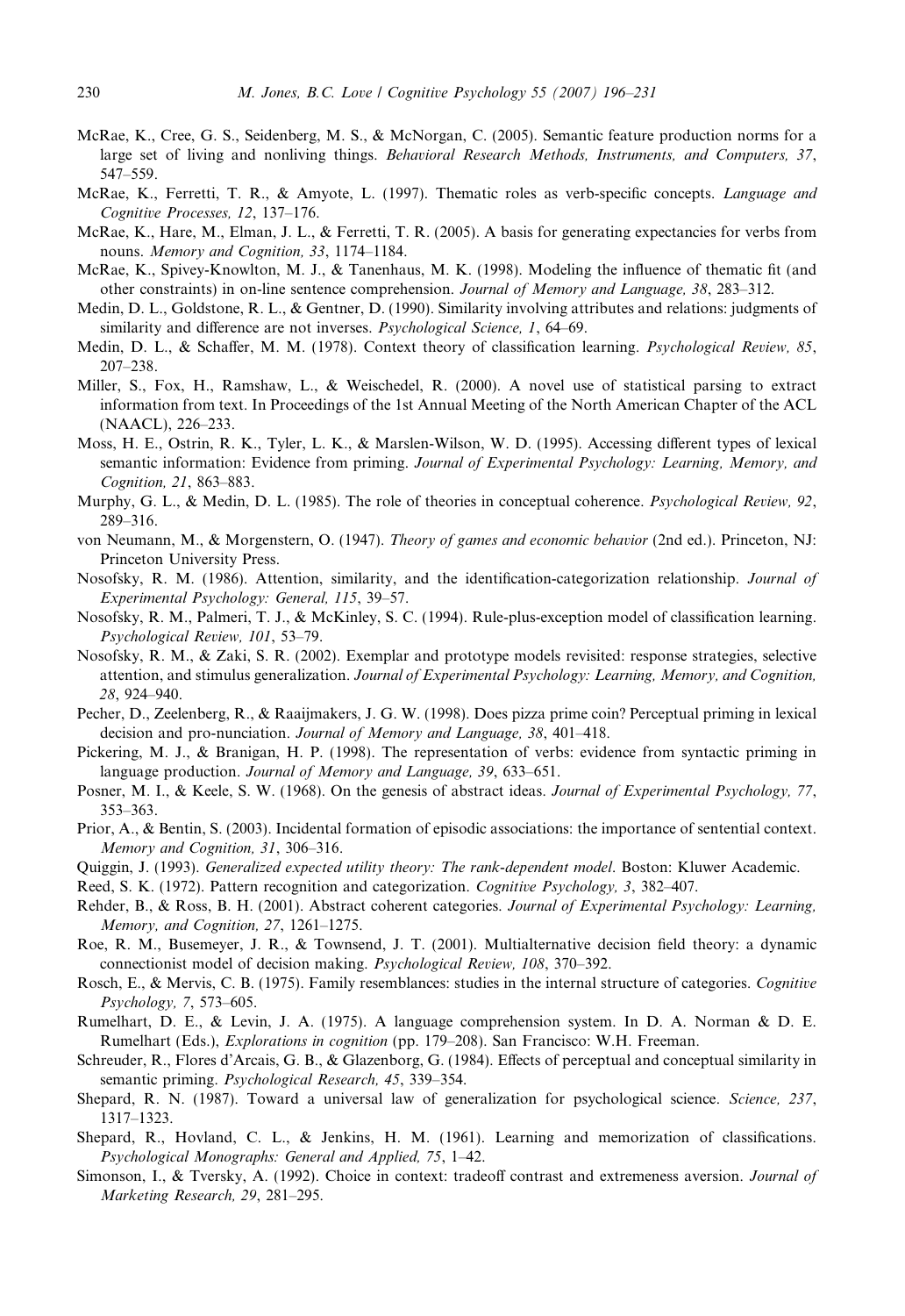McRae, K., Cree, G. S., Seidenberg, M. S., & McNorgan, C. (2005). Semantic feature production norms for a large set of living and nonliving things. *Behavioral Research Methods, Instruments, and Computers, 37*, 547–559.

McRae, K., Ferretti, T. R., & Amyote, L. (1997). Thematic roles as verb-specific concepts. *Language and Cognitive Processes, 12*, 137–176.

McRae, K., Hare, M., Elman, J. L., & Ferretti, T. R. (2005). A basis for generating expectancies for verbs from nouns. *Memory and Cognition, 33*, 1174–1184.

McRae, K., Spivey-Knowlton, M. J., & Tanenhaus, M. K. (1998). Modeling the influence of thematic fit (and other constraints) in on-line sentence comprehension. *Journal of Memory and Language, 38*, 283–312.

Medin, D. L., Goldstone, R. L., & Gentner, D. (1990). Similarity involving attributes and relations: judgments of similarity and difference are not inverses. *Psychological Science, 1*, 64–69.

Medin, D. L., & Schaffer, M. M. (1978). Context theory of classification learning. *Psychological Review, 85*, 207–238.

Miller, S., Fox, H., Ramshaw, L., & Weischedel, R. (2000). A novel use of statistical parsing to extract information from text. In Proceedings of the 1st Annual Meeting of the North American Chapter of the ACL (NAACL), 226–233.

Moss, H. E., Ostrin, R. K., Tyler, L. K., & Marslen-Wilson, W. D. (1995). Accessing different types of lexical semantic information: Evidence from priming. *Journal of Experimental Psychology: Learning, Memory, and Cognition, 21*, 863–883.

Murphy, G. L., & Medin, D. L. (1985). The role of theories in conceptual coherence. *Psychological Review, 92*, 289–316.

von Neumann, M., & Morgenstern, O. (1947). *Theory of games and economic behavior* (2nd ed.). Princeton, NJ: Princeton University Press.

Nosofsky, R. M. (1986). Attention, similarity, and the identification-categorization relationship. *Journal of Experimental Psychology: General, 115*, 39–57.

Nosofsky, R. M., Palmeri, T. J., & McKinley, S. C. (1994). Rule-plus-exception model of classification learning. *Psychological Review, 101*, 53–79.

Nosofsky, R. M., & Zaki, S. R. (2002). Exemplar and prototype models revisited: response strategies, selective attention, and stimulus generalization. *Journal of Experimental Psychology: Learning, Memory, and Cognition, 28*, 924–940.

Pecher, D., Zeelenberg, R., & Raaijmakers, J. G. W. (1998). Does pizza prime coin? Perceptual priming in lexical decision and pro-nunciation. *Journal of Memory and Language, 38*, 401–418.

Pickering, M. J., & Branigan, H. P. (1998). The representation of verbs: evidence from syntactic priming in language production. *Journal of Memory and Language, 39*, 633–651.

Posner, M. I., & Keele, S. W. (1968). On the genesis of abstract ideas. *Journal of Experimental Psychology, 77*, 353–363.

Prior, A., & Bentin, S. (2003). Incidental formation of episodic associations: the importance of sentential context. *Memory and Cognition, 31*, 306–316.

Quiggin, J. (1993). *Generalized expected utility theory: The rank-dependent model*. Boston: Kluwer Academic.

Reed, S. K. (1972). Pattern recognition and categorization. *Cognitive Psychology, 3*, 382–407.

Rehder, B., & Ross, B. H. (2001). Abstract coherent categories. *Journal of Experimental Psychology: Learning, Memory, and Cognition, 27*, 1261–1275.

Roe, R. M., Busemeyer, J. R., & Townsend, J. T. (2001). Multialternative decision field theory: a dynamic connectionist model of decision making. *Psychological Review, 108*, 370–392.

Rosch, E., & Mervis, C. B. (1975). Family resemblances: studies in the internal structure of categories. *Cognitive Psychology, 7*, 573–605.

Rumelhart, D. E., & Levin, J. A. (1975). A language comprehension system. In D. A. Norman & D. E. Rumelhart (Eds.), *Explorations in cognition* (pp. 179–208). San Francisco: W.H. Freeman.

Schreuder, R., Flores d'Arcais, G. B., & Glazenborg, G. (1984). Effects of perceptual and conceptual similarity in semantic priming. *Psychological Research, 45*, 339–354.

Shepard, R. N. (1987). Toward a universal law of generalization for psychological science. *Science, 237*, 1317–1323.

Shepard, R., Hovland, C. L., & Jenkins, H. M. (1961). Learning and memorization of classifications. *Psychological Monographs: General and Applied, 75*, 1–42.

Simonson, I., & Tversky, A. (1992). Choice in context: tradeoff contrast and extremeness aversion. *Journal of Marketing Research, 29*, 281–295.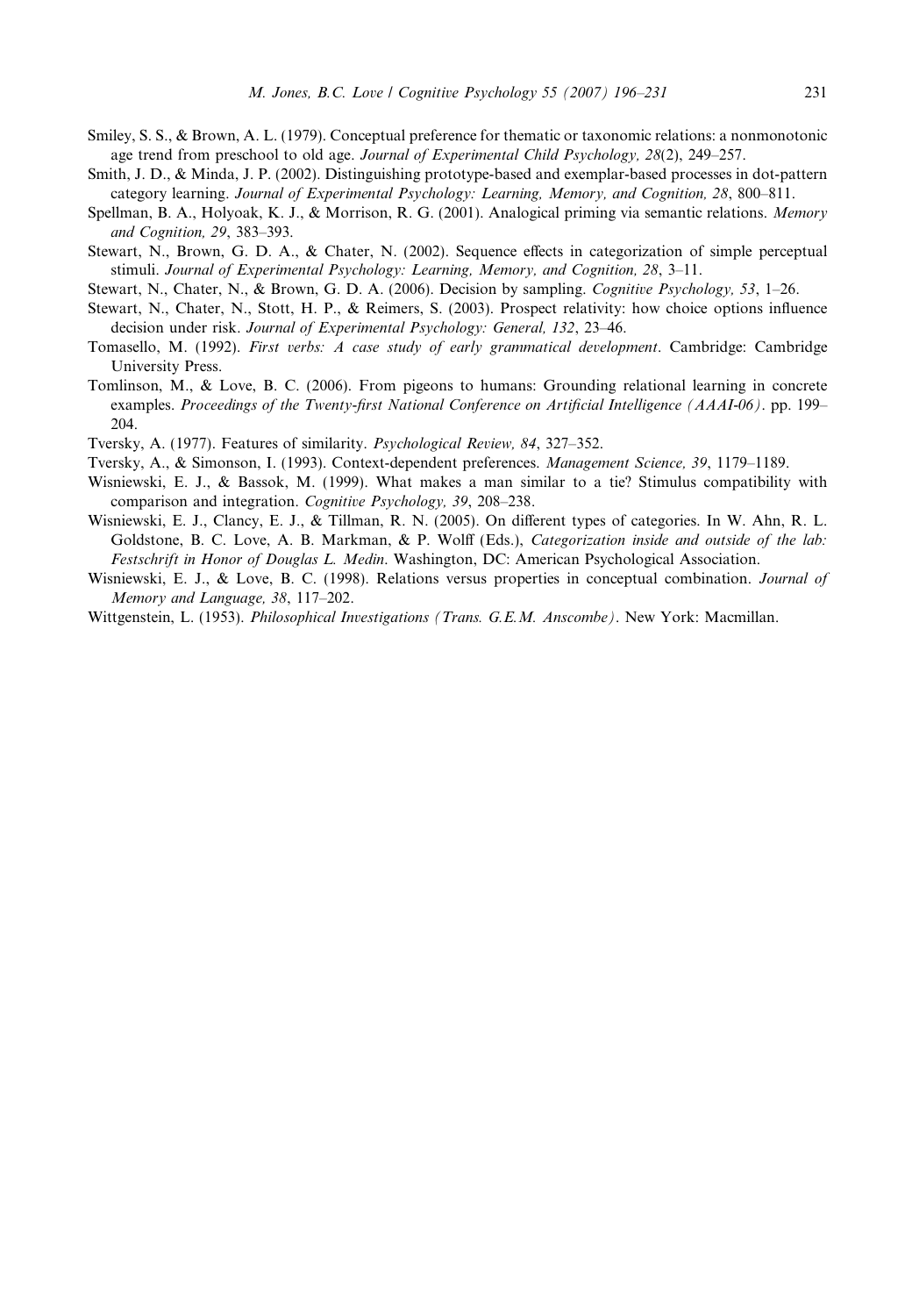Smiley, S. S., & Brown, A. L. (1979). Conceptual preference for thematic or taxonomic relations: a nonmonotonic age trend from preschool to old age. *Journal of Experimental Child Psychology, 28*(2), 249–257.

Smith, J. D., & Minda, J. P. (2002). Distinguishing prototype-based and exemplar-based processes in dot-pattern category learning. *Journal of Experimental Psychology: Learning, Memory, and Cognition, 28*, 800–811.

Spellman, B. A., Holyoak, K. J., & Morrison, R. G. (2001). Analogical priming via semantic relations. *Memory and Cognition, 29*, 383–393.

Stewart, N., Brown, G. D. A., & Chater, N. (2002). Sequence effects in categorization of simple perceptual stimuli. *Journal of Experimental Psychology: Learning, Memory, and Cognition, 28*, 3–11.

Stewart, N., Chater, N., & Brown, G. D. A. (2006). Decision by sampling. *Cognitive Psychology, 53*, 1–26.

Stewart, N., Chater, N., Stott, H. P., & Reimers, S. (2003). Prospect relativity: how choice options influence decision under risk. *Journal of Experimental Psychology: General, 132*, 23–46.

Tomasello, M. (1992). *First verbs: A case study of early grammatical development*. Cambridge: Cambridge University Press.

Tomlinson, M., & Love, B. C. (2006). From pigeons to humans: Grounding relational learning in concrete examples. *Proceedings of the Twenty-first National Conference on Artificial Intelligence (AAAI-06)*. pp. 199–204.

Tversky, A. (1977). Features of similarity. *Psychological Review, 84*, 327–352.

Tversky, A., & Simonson, I. (1993). Context-dependent preferences. *Management Science, 39*, 1179–1189.

Wisniewski, E. J., & Bassok, M. (1999). What makes a man similar to a tie? Stimulus compatibility with comparison and integration. *Cognitive Psychology, 39*, 208–238.

Wisniewski, E. J., Clancy, E. J., & Tillman, R. N. (2005). On different types of categories. In W. Ahn, R. L. Goldstone, B. C. Love, A. B. Markman, & P. Wolff (Eds.), *Categorization inside and outside of the lab: Festschrift in Honor of Douglas L. Medin*. Washington, DC: American Psychological Association.

Wisniewski, E. J., & Love, B. C. (1998). Relations versus properties in conceptual combination. *Journal of Memory and Language, 38*, 117–202.

Wittgenstein, L. (1953). *Philosophical Investigations (Trans. G.E.M. Anscombe)*. New York: Macmillan.